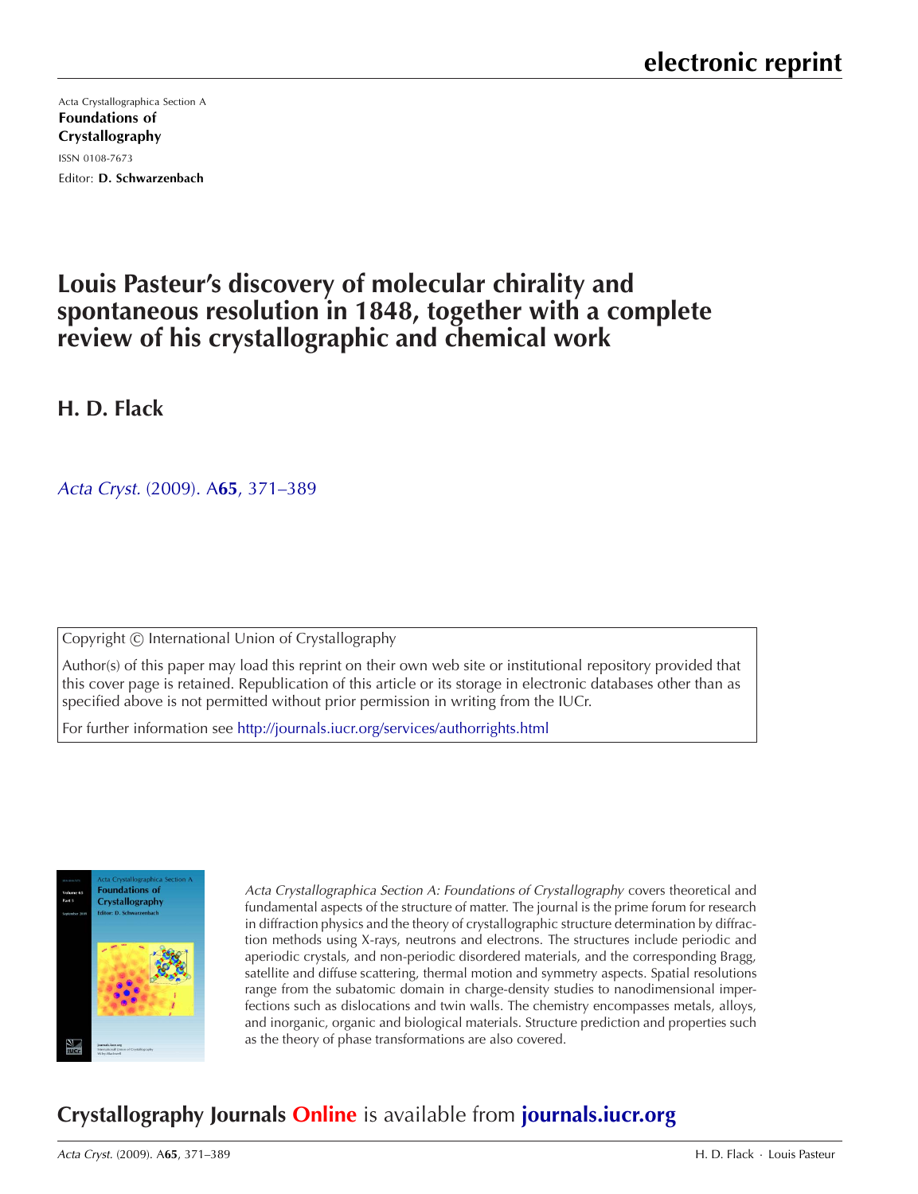**electronic reprint**

Acta Crystallographica Section A

**Foundations of Crystallography**

ISSN 0108-7673

Editor: **D. Schwarzenbach**

# Louis Pasteur's discovery of molecular chirality and spontaneous resolution in 1848, together with a complete review of his crystallographic and chemical work

**H. D. Flack**

*Acta Cryst.* (2009). A**65**, 371–389

Copyright © International Union of Crystallography

Author(s) of this paper may load this reprint on their own web site or institutional repository provided that this cover page is retained. Republication of this article or its storage in electronic databases other than as specified above is not permitted without prior permission in writing from the IUCr.

For further information see http://journals.iucr.org/services/authorrights.html

*Acta Crystallographica Section A: Foundations of Crystallography* covers theoretical and fundamental aspects of the structure of matter. The journal is the prime forum for research in diffraction physics and the theory of crystallographic structure determination by diffraction methods using X-rays, neutrons and electrons. The structures include periodic and aperiodic crystals, and non-periodic disordered materials, and the corresponding Bragg, satellite and diffuse scattering, thermal motion and symmetry aspects. Spatial resolutions range from the subatomic domain in charge-density studies to nanodimensional imperfections such as dislocations and twin walls. The chemistry encompasses metals, alloys, and inorganic, organic and biological materials. Structure prediction and properties such as the theory of phase transformations are also covered.

**Crystallography Journals Online** is available from **journals.iucr.org**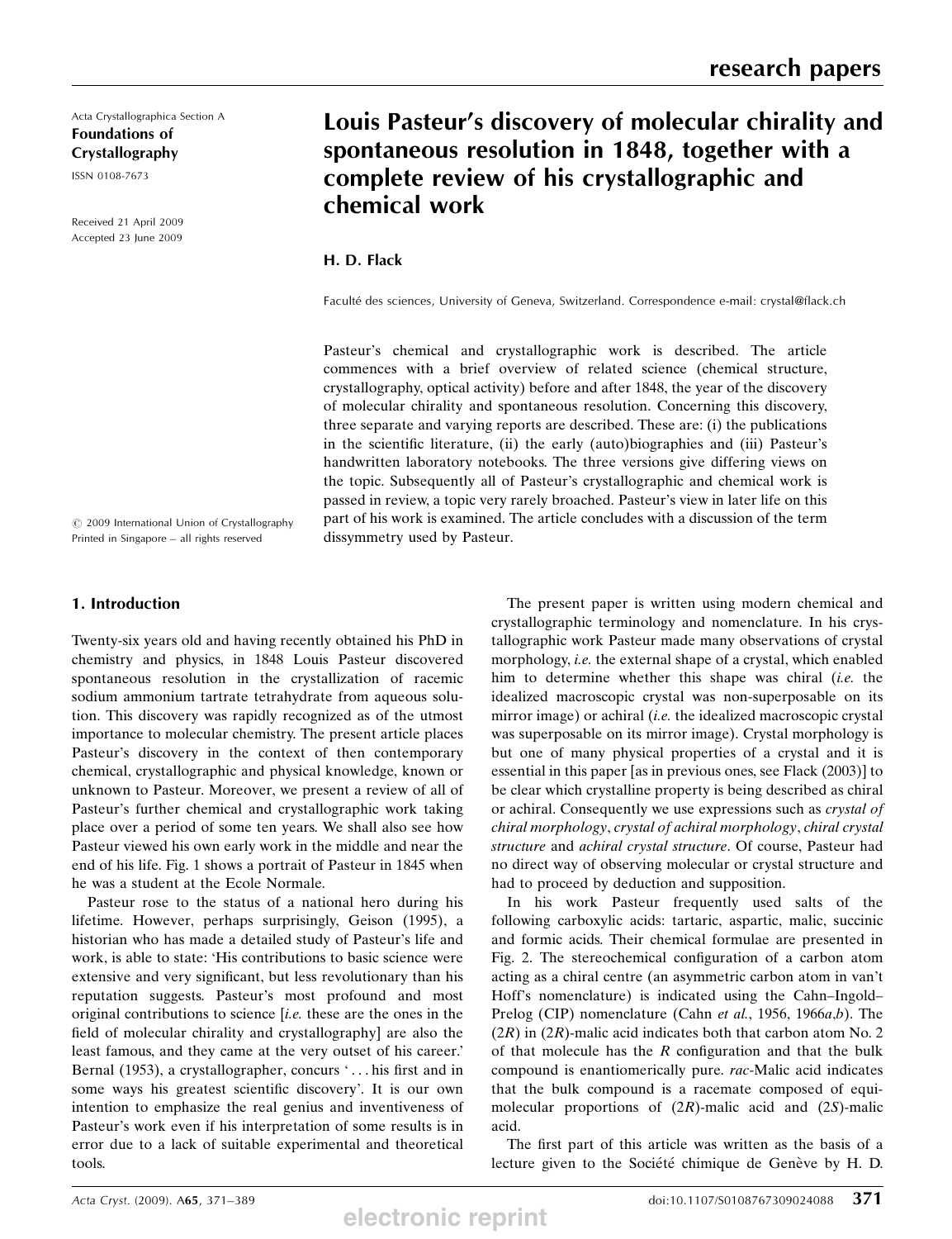# Louis Pasteur's discovery of molecular chirality and spontaneous resolution in 1848, together with a complete review of his crystallographic and chemical work

Acta Crystallographica Section A
**Foundations of Crystallography**
ISSN 0108-7673

Received 21 April 2009
Accepted 23 June 2009

**H. D. Flack**

Faculté des sciences, University of Geneva, Switzerland. Correspondence e-mail: crystal@flack.ch

Pasteur's chemical and crystallographic work is described. The article commences with a brief overview of related science (chemical structure, crystallography, optical activity) before and after 1848, the year of the discovery of molecular chirality and spontaneous resolution. Concerning this discovery, three separate and varying reports are described. These are: (i) the publications in the scientific literature, (ii) the early (auto)biographies and (iii) Pasteur's handwritten laboratory notebooks. The three versions give differing views on the topic. Subsequently all of Pasteur's crystallographic and chemical work is passed in review, a topic very rarely broached. Pasteur's view in later life on this part of his work is examined. The article concludes with a discussion of the term dissymmetry used by Pasteur.

© 2009 International Union of Crystallography
Printed in Singapore – all rights reserved

## 1. Introduction

Twenty-six years old and having recently obtained his PhD in chemistry and physics, in 1848 Louis Pasteur discovered spontaneous resolution in the crystallization of racemic sodium ammonium tartrate tetrahydrate from aqueous solution. This discovery was rapidly recognized as of the utmost importance to molecular chemistry. The present article places Pasteur's discovery in the context of then contemporary chemical, crystallographic and physical knowledge, known or unknown to Pasteur. Moreover, we present a review of all of Pasteur's further chemical and crystallographic work taking place over a period of some ten years. We shall also see how Pasteur viewed his own early work in the middle and near the end of his life. Fig. 1 shows a portrait of Pasteur in 1845 when he was a student at the Ecole Normale.

Pasteur rose to the status of a national hero during his lifetime. However, perhaps surprisingly, Geison (1995), a historian who has made a detailed study of Pasteur's life and work, is able to state: 'His contributions to basic science were extensive and very significant, but less revolutionary than his reputation suggests. Pasteur's most profound and most original contributions to science [*i.e.* these are the ones in the field of molecular chirality and crystallography] are also the least famous, and they came at the very outset of his career.' Bernal (1953), a crystallographer, concurs '... his first and in some ways his greatest scientific discovery'. It is our own intention to emphasize the real genius and inventiveness of Pasteur's work even if his interpretation of some results is in error due to a lack of suitable experimental and theoretical tools.

The present paper is written using modern chemical and crystallographic terminology and nomenclature. In his crystallographic work Pasteur made many observations of crystal morphology, *i.e.* the external shape of a crystal, which enabled him to determine whether this shape was chiral (*i.e.* the idealized macroscopic crystal was non-superposable on its mirror image) or achiral (*i.e.* the idealized macroscopic crystal was superposable on its mirror image). Crystal morphology is but one of many physical properties of a crystal and it is essential in this paper [as in previous ones, see Flack (2003)] to be clear which crystalline property is being described as chiral or achiral. Consequently we use expressions such as *crystal of chiral morphology*, *crystal of achiral morphology*, *chiral crystal structure* and *achiral crystal structure*. Of course, Pasteur had no direct way of observing molecular or crystal structure and had to proceed by deduction and supposition.

In his work Pasteur frequently used salts of the following carboxylic acids: tartaric, aspartic, malic, succinic and formic acids. Their chemical formulae are presented in Fig. 2. The stereochemical configuration of a carbon atom acting as a chiral centre (an asymmetric carbon atom in van't Hoff's nomenclature) is indicated using the Cahn–Ingold–Prelog (CIP) nomenclature (Cahn *et al.*, 1956, 1966*a*,*b*). The (2*R*) in (2*R*)-malic acid indicates both that carbon atom No. 2 of that molecule has the *R* configuration and that the bulk compound is enantiomerically pure. *rac*-Malic acid indicates that the bulk compound is a racemate composed of equimolecular proportions of (2*R*)-malic acid and (2*S*)-malic acid.

The first part of this article was written as the basis of a lecture given to the Société chimique de Genève by H. D.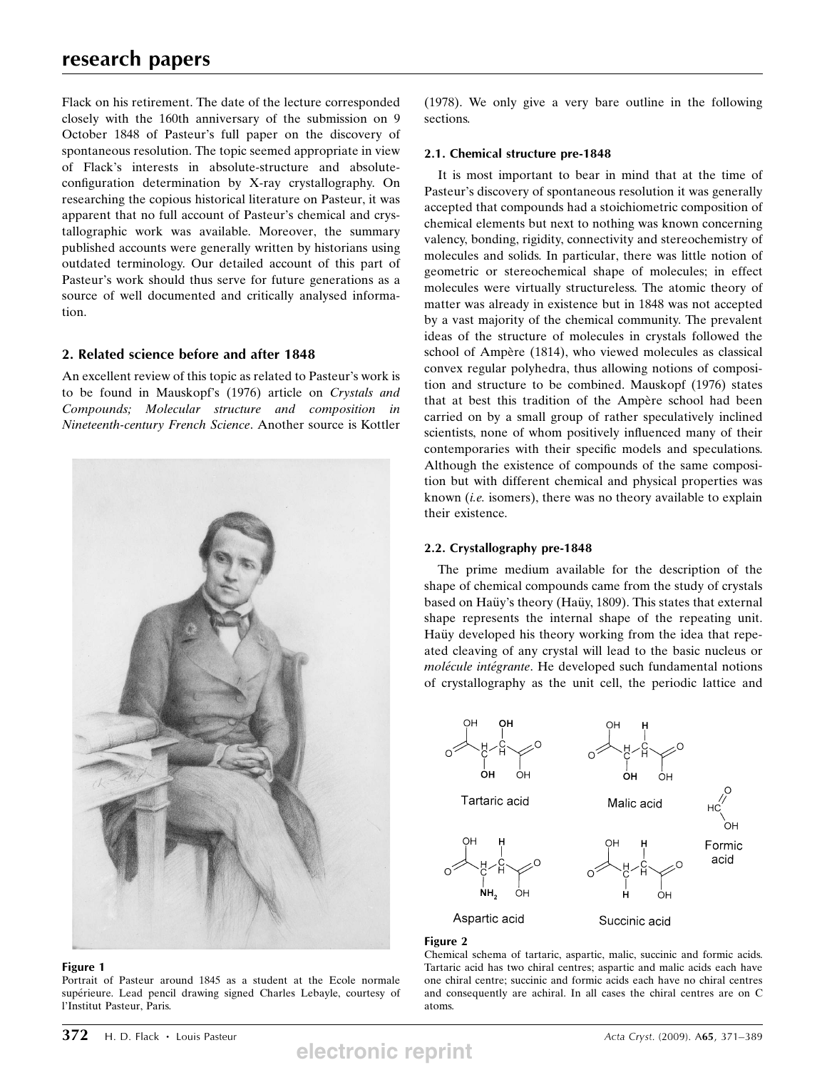Flack on his retirement. The date of the lecture corresponded closely with the 160th anniversary of the submission on 9 October 1848 of Pasteur's full paper on the discovery of spontaneous resolution. The topic seemed appropriate in view of Flack's interests in absolute-structure and absolute-configuration determination by X-ray crystallography. On researching the copious historical literature on Pasteur, it was apparent that no full account of Pasteur's chemical and crystallographic work was available. Moreover, the summary published accounts were generally written by historians using outdated terminology. Our detailed account of this part of Pasteur's work should thus serve for future generations as a source of well documented and critically analysed information.

## 2. Related science before and after 1848

An excellent review of this topic as related to Pasteur's work is to be found in Mauskopf's (1976) article on *Crystals and Compounds; Molecular structure and composition in Nineteenth-century French Science*. Another source is Kottler (1978). We only give a very bare outline in the following sections.

**Figure 1**
Portrait of Pasteur around 1845 as a student at the Ecole normale supérieure. Lead pencil drawing signed Charles Lebayle, courtesy of l'Institut Pasteur, Paris.

### 2.1. Chemical structure pre-1848

It is most important to bear in mind that at the time of Pasteur's discovery of spontaneous resolution it was generally accepted that compounds had a stoichiometric composition of chemical elements but next to nothing was known concerning valency, bonding, rigidity, connectivity and stereochemistry of molecules and solids. In particular, there was little notion of geometric or stereochemical shape of molecules; in effect molecules were virtually structureless. The atomic theory of matter was already in existence but in 1848 was not accepted by a vast majority of the chemical community. The prevalent ideas of the structure of molecules in crystals followed the school of Ampère (1814), who viewed molecules as classical convex regular polyhedra, thus allowing notions of composition and structure to be combined. Mauskopf (1976) states that at best this tradition of the Ampère school had been carried on by a small group of rather speculatively inclined scientists, none of whom positively influenced many of their contemporaries with their specific models and speculations. Although the existence of compounds of the same composition but with different chemical and physical properties was known (*i.e.* isomers), there was no theory available to explain their existence.

### 2.2. Crystallography pre-1848

The prime medium available for the description of the shape of chemical compounds came from the study of crystals based on Haüy's theory (Haüy, 1809). This states that external shape represents the internal shape of the repeating unit. Haüy developed his theory working from the idea that repeated cleaving of any crystal will lead to the basic nucleus or *molécule intégrante*. He developed such fundamental notions of crystallography as the unit cell, the periodic lattice and

**Figure 2**
Chemical schema of tartaric, aspartic, malic, succinic and formic acids. Tartaric acid has two chiral centres; aspartic and malic acids each have one chiral centre; succinic and formic acids each have no chiral centres and consequently are achiral. In all cases the chiral centres are on C atoms.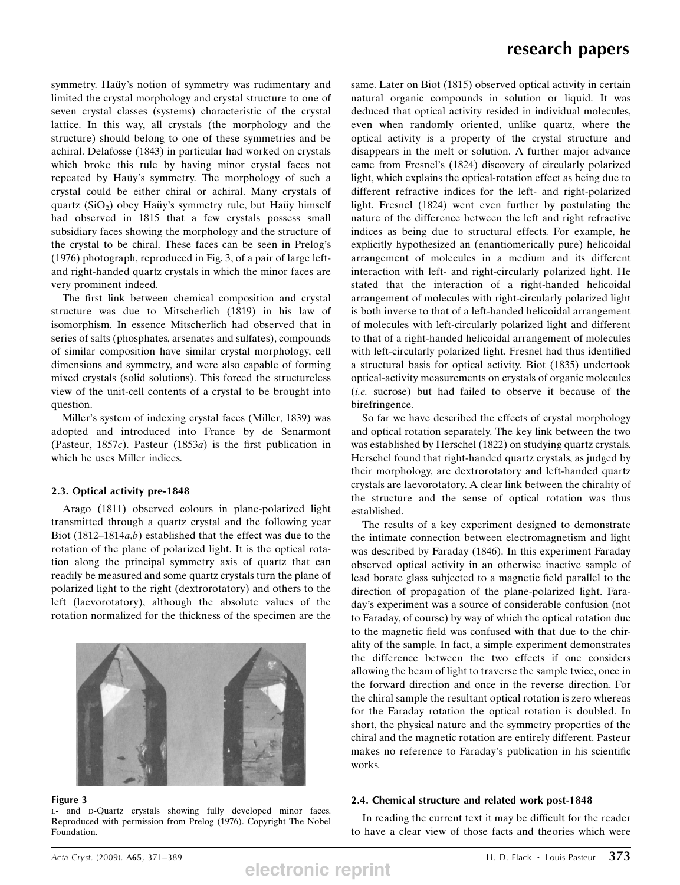symmetry. Haüy's notion of symmetry was rudimentary and limited the crystal morphology and crystal structure to one of seven crystal classes (systems) characteristic of the crystal lattice. In this way, all crystals (the morphology and the structure) should belong to one of these symmetries and be achiral. Delafosse (1843) in particular had worked on crystals which broke this rule by having minor crystal faces not repeated by Haüy's symmetry. The morphology of such a crystal could be either chiral or achiral. Many crystals of quartz ($SiO_2$) obey Haüy's symmetry rule, but Haüy himself had observed in 1815 that a few crystals possess small subsidiary faces showing the morphology and the structure of the crystal to be chiral. These faces can be seen in Prelog's (1976) photograph, reproduced in Fig. 3, of a pair of large left- and right-handed quartz crystals in which the minor faces are very prominent indeed.

The first link between chemical composition and crystal structure was due to Mitscherlich (1819) in his law of isomorphism. In essence Mitscherlich had observed that in series of salts (phosphates, arsenates and sulfates), compounds of similar composition have similar crystal morphology, cell dimensions and symmetry, and were also capable of forming mixed crystals (solid solutions). This forced the structureless view of the unit-cell contents of a crystal to be brought into question.

Miller's system of indexing crystal faces (Miller, 1839) was adopted and introduced into France by de Senarmont (Pasteur, 1857*c*). Pasteur (1853*a*) is the first publication in which he uses Miller indices.

### 2.3. Optical activity pre-1848

Arago (1811) observed colours in plane-polarized light transmitted through a quartz crystal and the following year Biot (1812–1814*a*,*b*) established that the effect was due to the rotation of the plane of polarized light. It is the optical rotation along the principal symmetry axis of quartz that can readily be measured and some quartz crystals turn the plane of polarized light to the right (dextrorotatory) and others to the left (laevorotatory), although the absolute values of the rotation normalized for the thickness of the specimen are the same. Later on Biot (1815) observed optical activity in certain natural organic compounds in solution or liquid. It was deduced that optical activity resided in individual molecules, even when randomly oriented, unlike quartz, where the optical activity is a property of the crystal structure and disappears in the melt or solution. A further major advance came from Fresnel's (1824) discovery of circularly polarized light, which explains the optical-rotation effect as being due to different refractive indices for the left- and right-polarized light. Fresnel (1824) went even further by postulating the nature of the difference between the left and right refractive indices as being due to structural effects. For example, he explicitly hypothesized an (enantiomerically pure) helicoidal arrangement of molecules in a medium and its different interaction with left- and right-circularly polarized light. He stated that the interaction of a right-handed helicoidal arrangement of molecules with right-circularly polarized light is both inverse to that of a left-handed helicoidal arrangement of molecules with left-circularly polarized light and different to that of a right-handed helicoidal arrangement of molecules with left-circularly polarized light. Fresnel had thus identified a structural basis for optical activity. Biot (1835) undertook optical-activity measurements on crystals of organic molecules (*i.e.* sucrose) but had failed to observe it because of the birefringence.

Figure 3
L- and D-Quartz crystals showing fully developed minor faces. Reproduced with permission from Prelog (1976). Copyright The Nobel Foundation.

So far we have described the effects of crystal morphology and optical rotation separately. The key link between the two was established by Herschel (1822) on studying quartz crystals. Herschel found that right-handed quartz crystals, as judged by their morphology, are dextrorotatory and left-handed quartz crystals are laevorotatory. A clear link between the chirality of the structure and the sense of optical rotation was thus established.

The results of a key experiment designed to demonstrate the intimate connection between electromagnetism and light was described by Faraday (1846). In this experiment Faraday observed optical activity in an otherwise inactive sample of lead borate glass subjected to a magnetic field parallel to the direction of propagation of the plane-polarized light. Faraday's experiment was a source of considerable confusion (not to Faraday, of course) by way of which the optical rotation due to the magnetic field was confused with that due to the chirality of the sample. In fact, a simple experiment demonstrates the difference between the two effects if one considers allowing the beam of light to traverse the sample twice, once in the forward direction and once in the reverse direction. For the chiral sample the resultant optical rotation is zero whereas for the Faraday rotation the optical rotation is doubled. In short, the physical nature and the symmetry properties of the chiral and the magnetic rotation are entirely different. Pasteur makes no reference to Faraday's publication in his scientific works.

### 2.4. Chemical structure and related work post-1848

In reading the current text it may be difficult for the reader to have a clear view of those facts and theories which were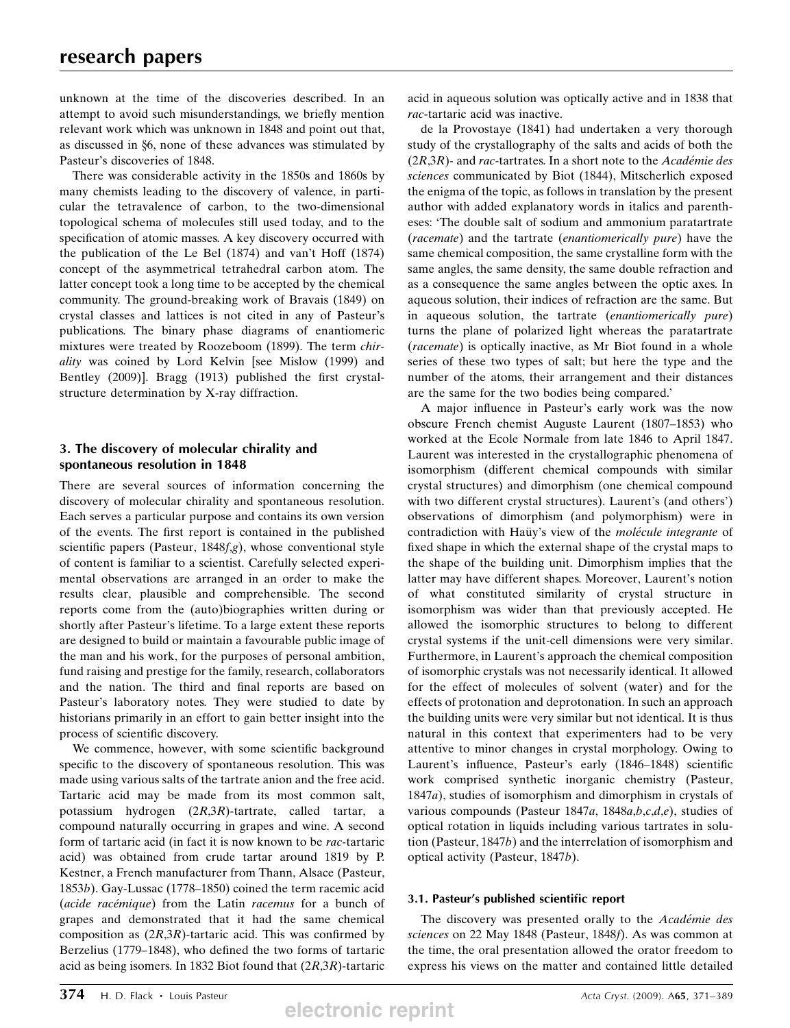unknown at the time of the discoveries described. In an attempt to avoid such misunderstandings, we briefly mention relevant work which was unknown in 1848 and point out that, as discussed in §6, none of these advances was stimulated by Pasteur's discoveries of 1848.

There was considerable activity in the 1850s and 1860s by many chemists leading to the discovery of valence, in particular the tetravalence of carbon, to the two-dimensional topological schema of molecules still used today, and to the specification of atomic masses. A key discovery occurred with the publication of the Le Bel (1874) and van't Hoff (1874) concept of the asymmetrical tetrahedral carbon atom. The latter concept took a long time to be accepted by the chemical community. The ground-breaking work of Bravais (1849) on crystal classes and lattices is not cited in any of Pasteur's publications. The binary phase diagrams of enantiomeric mixtures were treated by Roozeboom (1899). The term *chirality* was coined by Lord Kelvin [see Mislow (1999) and Bentley (2009)]. Bragg (1913) published the first crystal-structure determination by X-ray diffraction.

## 3. The discovery of molecular chirality and spontaneous resolution in 1848

There are several sources of information concerning the discovery of molecular chirality and spontaneous resolution. Each serves a particular purpose and contains its own version of the events. The first report is contained in the published scientific papers (Pasteur, 1848*f*,*g*), whose conventional style of content is familiar to a scientist. Carefully selected experimental observations are arranged in an order to make the results clear, plausible and comprehensible. The second reports come from the (auto)biographies written during or shortly after Pasteur's lifetime. To a large extent these reports are designed to build or maintain a favourable public image of the man and his work, for the purposes of personal ambition, fund raising and prestige for the family, research, collaborators and the nation. The third and final reports are based on Pasteur's laboratory notes. They were studied to date by historians primarily in an effort to gain better insight into the process of scientific discovery.

We commence, however, with some scientific background specific to the discovery of spontaneous resolution. This was made using various salts of the tartrate anion and the free acid. Tartaric acid may be made from its most common salt, potassium hydrogen (2*R*,3*R*)-tartrate, called tartar, a compound naturally occurring in grapes and wine. A second form of tartaric acid (in fact it is now known to be *rac*-tartaric acid) was obtained from crude tartar around 1819 by P. Kestner, a French manufacturer from Thann, Alsace (Pasteur, 1853*b*). Gay-Lussac (1778–1850) coined the term racemic acid (*acide racémique*) from the Latin *racemus* for a bunch of grapes and demonstrated that it had the same chemical composition as (2*R*,3*R*)-tartaric acid. This was confirmed by Berzelius (1779–1848), who defined the two forms of tartaric acid as being isomers. In 1832 Biot found that (2*R*,3*R*)-tartaric acid in aqueous solution was optically active and in 1838 that *rac*-tartaric acid was inactive.

de la Provostaye (1841) had undertaken a very thorough study of the crystallography of the salts and acids of both the (2*R*,3*R*)- and *rac*-tartrates. In a short note to the *Académie des sciences* communicated by Biot (1844), Mitscherlich exposed the enigma of the topic, as follows in translation by the present author with added explanatory words in italics and parentheses: 'The double salt of sodium and ammonium paratartrate (*racemate*) and the tartrate (*enantiomerically pure*) have the same chemical composition, the same crystalline form with the same angles, the same density, the same double refraction and as a consequence the same angles between the optic axes. In aqueous solution, their indices of refraction are the same. But in aqueous solution, the tartrate (*enantiomerically pure*) turns the plane of polarized light whereas the paratartrate (*racemate*) is optically inactive, as Mr Biot found in a whole series of these two types of salt; but here the type and the number of the atoms, their arrangement and their distances are the same for the two bodies being compared.'

A major influence in Pasteur's early work was the now obscure French chemist Auguste Laurent (1807–1853) who worked at the Ecole Normale from late 1846 to April 1847. Laurent was interested in the crystallographic phenomena of isomorphism (different chemical compounds with similar crystal structures) and dimorphism (one chemical compound with two different crystal structures). Laurent's (and others') observations of dimorphism (and polymorphism) were in contradiction with Haüy's view of the *molécule integrante* of fixed shape in which the external shape of the crystal maps to the shape of the building unit. Dimorphism implies that the latter may have different shapes. Moreover, Laurent's notion of what constituted similarity of crystal structure in isomorphism was wider than that previously accepted. He allowed the isomorphic structures to belong to different crystal systems if the unit-cell dimensions were very similar. Furthermore, in Laurent's approach the chemical composition of isomorphic crystals was not necessarily identical. It allowed for the effect of molecules of solvent (water) and for the effects of protonation and deprotonation. In such an approach the building units were very similar but not identical. It is thus natural in this context that experimenters had to be very attentive to minor changes in crystal morphology. Owing to Laurent's influence, Pasteur's early (1846–1848) scientific work comprised synthetic inorganic chemistry (Pasteur, 1847*a*), studies of isomorphism and dimorphism in crystals of various compounds (Pasteur 1847*a*, 1848*a*,*b*,*c*,*d*,*e*), studies of optical rotation in liquids including various tartrates in solution (Pasteur, 1847*b*) and the interrelation of isomorphism and optical activity (Pasteur, 1847*b*).

### 3.1. Pasteur's published scientific report

The discovery was presented orally to the *Académie des sciences* on 22 May 1848 (Pasteur, 1848*f*). As was common at the time, the oral presentation allowed the orator freedom to express his views on the matter and contained little detailed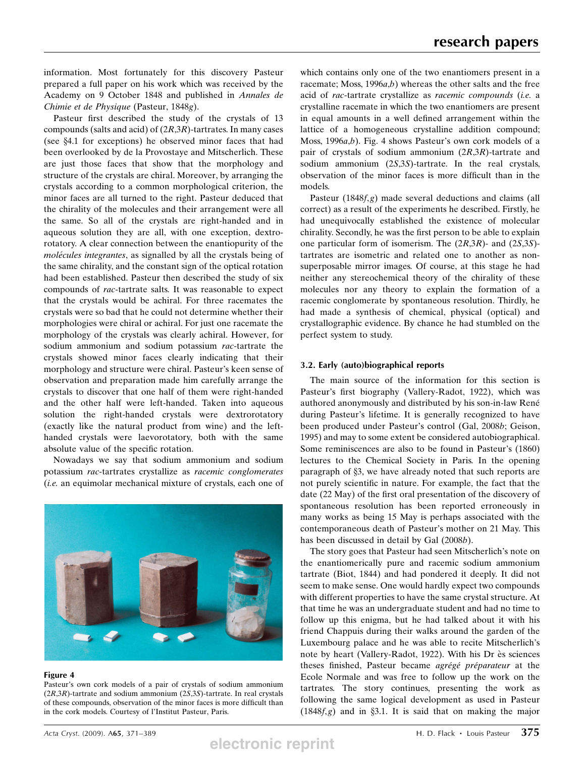information. Most fortunately for this discovery Pasteur prepared a full paper on his work which was received by the Academy on 9 October 1848 and published in *Annales de Chimie et de Physique* (Pasteur, 1848*g*).

Pasteur first described the study of the crystals of 13 compounds (salts and acid) of (2*R*,3*R*)-tartrates. In many cases (see §4.1 for exceptions) he observed minor faces that had been overlooked by de la Provostaye and Mitscherlich. These are just those faces that show that the morphology and structure of the crystals are chiral. Moreover, by arranging the crystals according to a common morphological criterion, the minor faces are all turned to the right. Pasteur deduced that the chirality of the molecules and their arrangement were all the same. So all of the crystals are right-handed and in aqueous solution they are all, with one exception, dextrorotatory. A clear connection between the enantiopurity of the *molécules integrantes*, as signalled by all the crystals being of the same chirality, and the constant sign of the optical rotation had been established. Pasteur then described the study of six compounds of *rac*-tartrate salts. It was reasonable to expect that the crystals would be achiral. For three racemates the crystals were so bad that he could not determine whether their morphologies were chiral or achiral. For just one racemate the morphology of the crystals was clearly achiral. However, for sodium ammonium and sodium potassium *rac*-tartrate the crystals showed minor faces clearly indicating that their morphology and structure were chiral. Pasteur's keen sense of observation and preparation made him carefully arrange the crystals to discover that one half of them were right-handed and the other half were left-handed. Taken into aqueous solution the right-handed crystals were dextrorotatory (exactly like the natural product from wine) and the left-handed crystals were laevorotatory, both with the same absolute value of the specific rotation.

Nowadays we say that sodium ammonium and sodium potassium *rac*-tartrates crystallize as *racemic conglomerates* (*i.e.* an equimolar mechanical mixture of crystals, each one of which contains only one of the two enantiomers present in a racemate; Moss, 1996*a*,*b*) whereas the other salts and the free acid of *rac*-tartrate crystallize as *racemic compounds* (*i.e.* a crystalline racemate in which the two enantiomers are present in equal amounts in a well defined arrangement within the lattice of a homogeneous crystalline addition compound; Moss, 1996*a*,*b*). Fig. 4 shows Pasteur's own cork models of a pair of crystals of sodium ammonium (2*R*,3*R*)-tartrate and sodium ammonium (2*S*,3*S*)-tartrate. In the real crystals, observation of the minor faces is more difficult than in the models.

**Figure 4**
Pasteur's own cork models of a pair of crystals of sodium ammonium (2*R*,3*R*)-tartrate and sodium ammonium (2*S*,3*S*)-tartrate. In real crystals of these compounds, observation of the minor faces is more difficult than in the cork models. Courtesy of l'Institut Pasteur, Paris.

Pasteur (1848*f*,*g*) made several deductions and claims (all correct) as a result of the experiments he described. Firstly, he had unequivocally established the existence of molecular chirality. Secondly, he was the first person to be able to explain one particular form of isomerism. The (2*R*,3*R*)- and (2*S*,3*S*)-tartrates are isometric and related one to another as non-superposable mirror images. Of course, at this stage he had neither any stereochemical theory of the chirality of these molecules nor any theory to explain the formation of a racemic conglomerate by spontaneous resolution. Thirdly, he had made a synthesis of chemical, physical (optical) and crystallographic evidence. By chance he had stumbled on the perfect system to study.

### 3.2. Early (auto)biographical reports

The main source of the information for this section is Pasteur's first biography (Vallery-Radot, 1922), which was authored anonymously and distributed by his son-in-law René during Pasteur's lifetime. It is generally recognized to have been produced under Pasteur's control (Gal, 2008*b*; Geison, 1995) and may to some extent be considered autobiographical. Some reminiscences are also to be found in Pasteur's (1860) lectures to the Chemical Society in Paris. In the opening paragraph of §3, we have already noted that such reports are not purely scientific in nature. For example, the fact that the date (22 May) of the first oral presentation of the discovery of spontaneous resolution has been reported erroneously in many works as being 15 May is perhaps associated with the contemporaneous death of Pasteur's mother on 21 May. This has been discussed in detail by Gal (2008*b*).

The story goes that Pasteur had seen Mitscherlich's note on the enantiomerically pure and racemic sodium ammonium tartrate (Biot, 1844) and had pondered it deeply. It did not seem to make sense. One would hardly expect two compounds with different properties to have the same crystal structure. At that time he was an undergraduate student and had no time to follow up this enigma, but he had talked about it with his friend Chappuis during their walks around the garden of the Luxembourg palace and he was able to recite Mitscherlich's note by heart (Vallery-Radot, 1922). With his Dr ès sciences theses finished, Pasteur became *agrégé préparateur* at the Ecole Normale and was free to follow up the work on the tartrates. The story continues, presenting the work as following the same logical development as used in Pasteur (1848*f*,*g*) and in §3.1. It is said that on making the major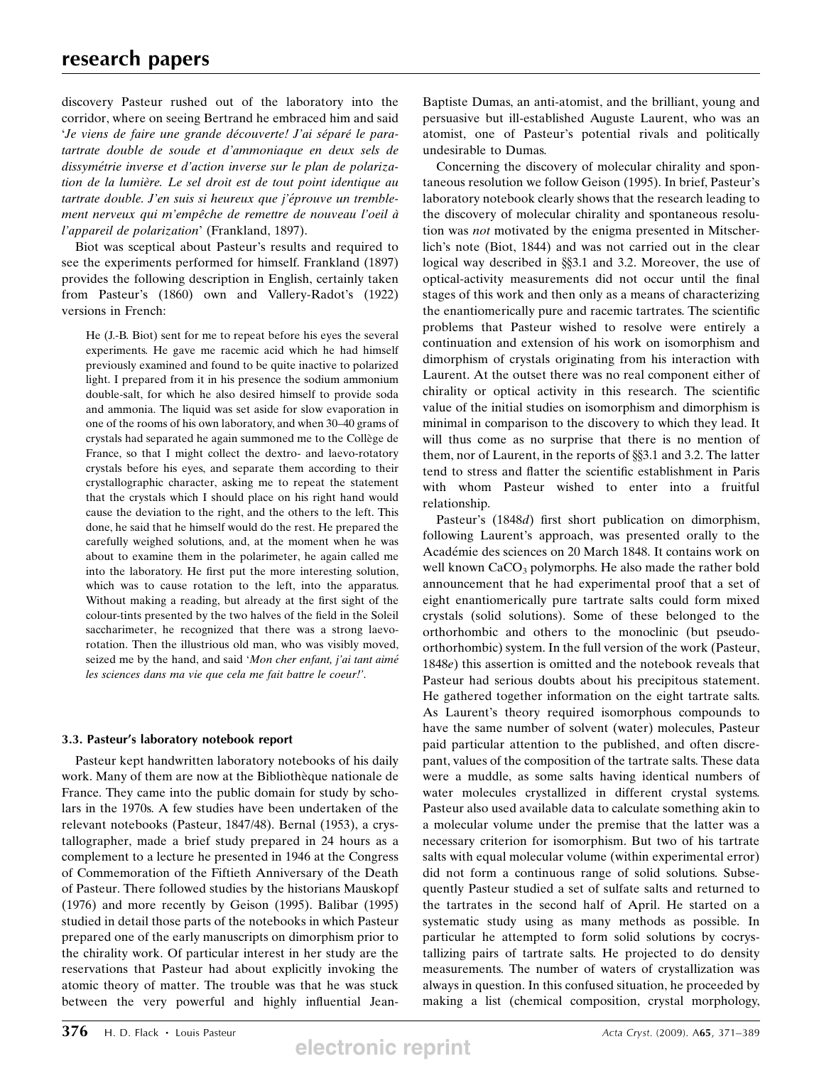discovery Pasteur rushed out of the laboratory into the corridor, where on seeing Bertrand he embraced him and said '*Je viens de faire une grande découverte! J'ai séparé le paratartrate double de soude et d'ammoniaque en deux sels de dissymétrie inverse et d'action inverse sur le plan de polarization de la lumière. Le sel droit est de tout point identique au tartrate double. J'en suis si heureux que j'éprouve un tremblement nerveux qui m'empêche de remettre de nouveau l'oeil à l'appareil de polarization*' (Frankland, 1897).

Biot was sceptical about Pasteur's results and required to see the experiments performed for himself. Frankland (1897) provides the following description in English, certainly taken from Pasteur's (1860) own and Vallery-Radot's (1922) versions in French:

> He (J.-B. Biot) sent for me to repeat before his eyes the several experiments. He gave me racemic acid which he had himself previously examined and found to be quite inactive to polarized light. I prepared from it in his presence the sodium ammonium double-salt, for which he also desired himself to provide soda and ammonia. The liquid was set aside for slow evaporation in one of the rooms of his own laboratory, and when 30–40 grams of crystals had separated he again summoned me to the Collège de France, so that I might collect the dextro- and laevo-rotatory crystals before his eyes, and separate them according to their crystallographic character, asking me to repeat the statement that the crystals which I should place on his right hand would cause the deviation to the right, and the others to the left. This done, he said that he himself would do the rest. He prepared the carefully weighed solutions, and, at the moment when he was about to examine them in the polarimeter, he again called me into the laboratory. He first put the more interesting solution, which was to cause rotation to the left, into the apparatus. Without making a reading, but already at the first sight of the colour-tints presented by the two halves of the field in the Soleil saccharimeter, he recognized that there was a strong laevorotation. Then the illustrious old man, who was visibly moved, seized me by the hand, and said '*Mon cher enfant, j'ai tant aimé les sciences dans ma vie que cela me fait battre le coeur!*'.

### 3.3. Pasteur's laboratory notebook report

Pasteur kept handwritten laboratory notebooks of his daily work. Many of them are now at the Bibliothèque nationale de France. They came into the public domain for study by scholars in the 1970s. A few studies have been undertaken of the relevant notebooks (Pasteur, 1847/48). Bernal (1953), a crystallographer, made a brief study prepared in 24 hours as a complement to a lecture he presented in 1946 at the Congress of Commemoration of the Fiftieth Anniversary of the Death of Pasteur. There followed studies by the historians Mauskopf (1976) and more recently by Geison (1995). Balibar (1995) studied in detail those parts of the notebooks in which Pasteur prepared one of the early manuscripts on dimorphism prior to the chirality work. Of particular interest in her study are the reservations that Pasteur had about explicitly invoking the atomic theory of matter. The trouble was that he was stuck between the very powerful and highly influential Jean-Baptiste Dumas, an anti-atomist, and the brilliant, young and persuasive but ill-established Auguste Laurent, who was an atomist, one of Pasteur's potential rivals and politically undesirable to Dumas.

Concerning the discovery of molecular chirality and spontaneous resolution we follow Geison (1995). In brief, Pasteur's laboratory notebook clearly shows that the research leading to the discovery of molecular chirality and spontaneous resolution was *not* motivated by the enigma presented in Mitscherlich's note (Biot, 1844) and was not carried out in the clear logical way described in §§3.1 and 3.2. Moreover, the use of optical-activity measurements did not occur until the final stages of this work and then only as a means of characterizing the enantiomerically pure and racemic tartrates. The scientific problems that Pasteur wished to resolve were entirely a continuation and extension of his work on isomorphism and dimorphism of crystals originating from his interaction with Laurent. At the outset there was no real component either of chirality or optical activity in this research. The scientific value of the initial studies on isomorphism and dimorphism is minimal in comparison to the discovery to which they lead. It will thus come as no surprise that there is no mention of them, nor of Laurent, in the reports of §§3.1 and 3.2. The latter tend to stress and flatter the scientific establishment in Paris with whom Pasteur wished to enter into a fruitful relationship.

Pasteur's (1848*d*) first short publication on dimorphism, following Laurent's approach, was presented orally to the Académie des sciences on 20 March 1848. It contains work on well known $CaCO_3$ polymorphs. He also made the rather bold announcement that he had experimental proof that a set of eight enantiomerically pure tartrate salts could form mixed crystals (solid solutions). Some of these belonged to the orthorhombic and others to the monoclinic (but pseudo-orthorhombic) system. In the full version of the work (Pasteur, 1848*e*) this assertion is omitted and the notebook reveals that Pasteur had serious doubts about his precipitous statement. He gathered together information on the eight tartrate salts. As Laurent's theory required isomorphous compounds to have the same number of solvent (water) molecules, Pasteur paid particular attention to the published, and often discrepant, values of the composition of the tartrate salts. These data were a muddle, as some salts having identical numbers of water molecules crystallized in different crystal systems. Pasteur also used available data to calculate something akin to a molecular volume under the premise that the latter was a necessary criterion for isomorphism. But two of his tartrate salts with equal molecular volume (within experimental error) did not form a continuous range of solid solutions. Subsequently Pasteur studied a set of sulfate salts and returned to the tartrates in the second half of April. He started on a systematic study using as many methods as possible. In particular he attempted to form solid solutions by cocrystallizing pairs of tartrate salts. He projected to do density measurements. The number of waters of crystallization was always in question. In this confused situation, he proceeded by making a list (chemical composition, crystal morphology,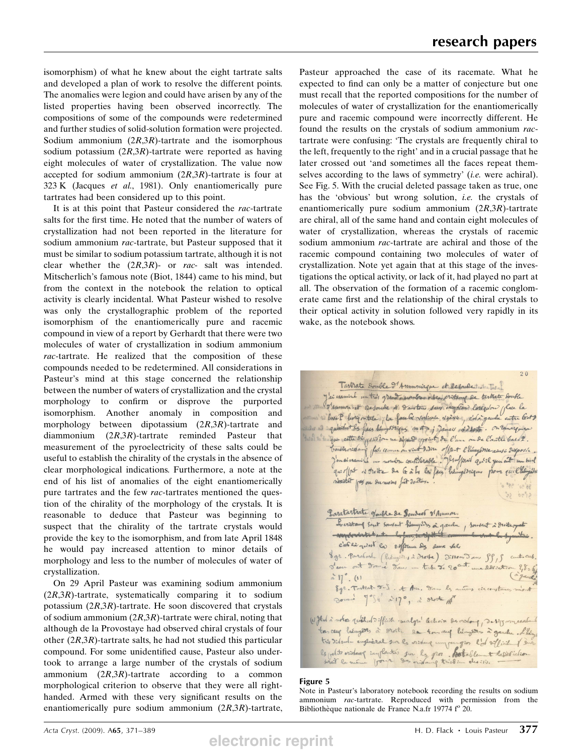isomorphism) of what he knew about the eight tartrate salts and developed a plan of work to resolve the different points. The anomalies were legion and could have arisen by any of the listed properties having been observed incorrectly. The compositions of some of the compounds were redetermined and further studies of solid-solution formation were projected. Sodium ammonium (2*R*,3*R*)-tartrate and the isomorphous sodium potassium (2*R*,3*R*)-tartrate were reported as having eight molecules of water of crystallization. The value now accepted for sodium ammonium (2*R*,3*R*)-tartrate is four at 323 K (Jacques *et al.*, 1981). Only enantiomerically pure tartrates had been considered up to this point.

It is at this point that Pasteur considered the *rac*-tartrate salts for the first time. He noted that the number of waters of crystallization had not been reported in the literature for sodium ammonium *rac*-tartrate, but Pasteur supposed that it must be similar to sodium potassium tartrate, although it is not clear whether the (2*R*,3*R*)- or *rac*- salt was intended. Mitscherlich's famous note (Biot, 1844) came to his mind, but from the context in the notebook the relation to optical activity is clearly incidental. What Pasteur wished to resolve was only the crystallographic problem of the reported isomorphism of the enantiomerically pure and racemic compound in view of a report by Gerhardt that there were two molecules of water of crystallization in sodium ammonium *rac*-tartrate. He realized that the composition of these compounds needed to be redetermined. All considerations in Pasteur's mind at this stage concerned the relationship between the number of waters of crystallization and the crystal morphology to confirm or disprove the purported isomorphism. Another anomaly in composition and morphology between dipotassium (2*R*,3*R*)-tartrate and diammonium (2*R*,3*R*)-tartrate reminded Pasteur that measurement of the pyroelectricity of these salts could be useful to establish the chirality of the crystals in the absence of clear morphological indications. Furthermore, a note at the end of his list of anomalies of the eight enantiomerically pure tartrates and the few *rac*-tartrates mentioned the question of the chirality of the morphology of the crystals. It is reasonable to deduce that Pasteur was beginning to suspect that the chirality of the tartrate crystals would provide the key to the isomorphism, and from late April 1848 he would pay increased attention to minor details of morphology and less to the number of molecules of water of crystallization.

On 29 April Pasteur was examining sodium ammonium (2*R*,3*R*)-tartrate, systematically comparing it to sodium potassium (2*R*,3*R*)-tartrate. He soon discovered that crystals of sodium ammonium (2*R*,3*R*)-tartrate were chiral, noting that although de la Provostaye had observed chiral crystals of four other (2*R*,3*R*)-tartrate salts, he had not studied this particular compound. For some unidentified cause, Pasteur also undertook to arrange a large number of the crystals of sodium ammonium (2*R*,3*R*)-tartrate according to a common morphological criterion to observe that they were all right-handed. Armed with these very significant results on the enantiomerically pure sodium ammonium (2*R*,3*R*)-tartrate, Pasteur approached the case of its racemate. What he expected to find can only be a matter of conjecture but one must recall that the reported compositions for the number of molecules of water of crystallization for the enantiomerically pure and racemic compound were incorrectly different. He found the results on the crystals of sodium ammonium *rac*-tartrate were confusing: 'The crystals are frequently chiral to the left, frequently to the right' and in a crucial passage that he later crossed out 'and sometimes all the faces repeat themselves according to the laws of symmetry' (*i.e.* were achiral). See Fig. 5. With the crucial deleted passage taken as true, one has the 'obvious' but wrong solution, *i.e.* the crystals of enantiomerically pure sodium ammonium (2*R*,3*R*)-tartrate are chiral, all of the same hand and contain eight molecules of water of crystallization, whereas the crystals of racemic sodium ammonium *rac*-tartrate are achiral and those of the racemic compound containing two molecules of water of crystallization. Note yet again that at this stage of the investigations the optical activity, or lack of it, had played no part at all. The observation of the formation of a racemic conglomerate came first and the relationship of the chiral crystals to their optical activity in solution followed very rapidly in its wake, as the notebook shows.

**Figure 5**

Note in Pasteur's laboratory notebook recording the results on sodium ammonium *rac*-tartrate. Reproduced with permission from the Bibliothèque nationale de France N.a.fr 19774 f° 20.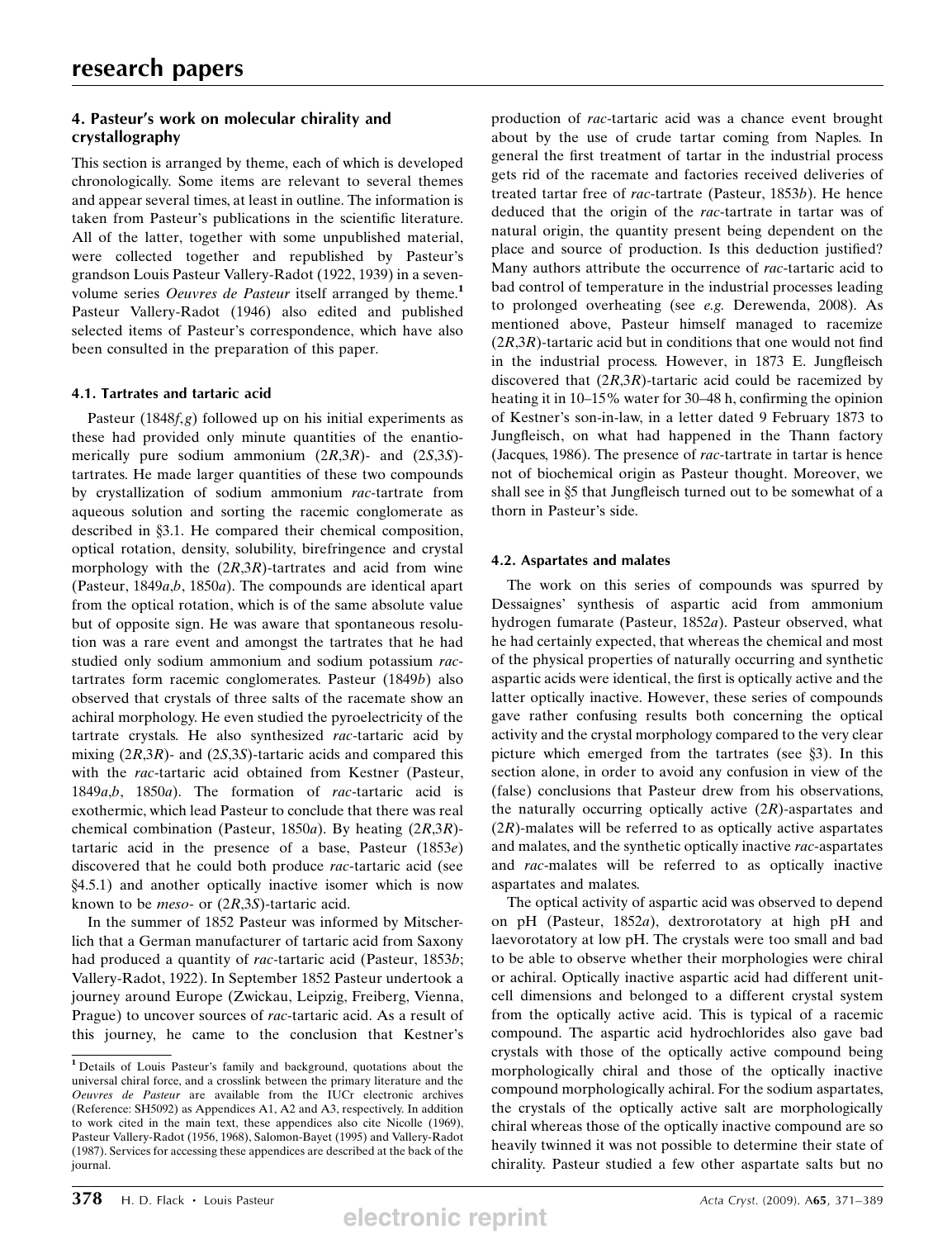## 4. Pasteur's work on molecular chirality and crystallography

This section is arranged by theme, each of which is developed chronologically. Some items are relevant to several themes and appear several times, at least in outline. The information is taken from Pasteur's publications in the scientific literature. All of the latter, together with some unpublished material, were collected together and republished by Pasteur's grandson Louis Pasteur Vallery-Radot (1922, 1939) in a seven-volume series *Oeuvres de Pasteur* itself arranged by theme.[1] Pasteur Vallery-Radot (1946) also edited and published selected items of Pasteur's correspondence, which have also been consulted in the preparation of this paper.

### 4.1. Tartrates and tartaric acid

Pasteur (1848*f*,*g*) followed up on his initial experiments as these had provided only minute quantities of the enantiomerically pure sodium ammonium (2*R*,3*R*)- and (2*S*,3*S*)-tartrates. He made larger quantities of these two compounds by crystallization of sodium ammonium *rac*-tartrate from aqueous solution and sorting the racemic conglomerate as described in §3.1. He compared their chemical composition, optical rotation, density, solubility, birefringence and crystal morphology with the (2*R*,3*R*)-tartrates and acid from wine (Pasteur, 1849*a*,*b*, 1850*a*). The compounds are identical apart from the optical rotation, which is of the same absolute value but of opposite sign. He was aware that spontaneous resolution was a rare event and amongst the tartrates that he had studied only sodium ammonium and sodium potassium *rac*-tartrates form racemic conglomerates. Pasteur (1849*b*) also observed that crystals of three salts of the racemate show an achiral morphology. He even studied the pyroelectricity of the tartrate crystals. He also synthesized *rac*-tartaric acid by mixing (2*R*,3*R*)- and (2*S*,3*S*)-tartaric acids and compared this with the *rac*-tartaric acid obtained from Kestner (Pasteur, 1849*a*,*b*, 1850*a*). The formation of *rac*-tartaric acid is exothermic, which lead Pasteur to conclude that there was real chemical combination (Pasteur, 1850*a*). By heating (2*R*,3*R*)-tartaric acid in the presence of a base, Pasteur (1853*e*) discovered that he could both produce *rac*-tartaric acid (see §4.5.1) and another optically inactive isomer which is now known to be *meso*- or (2*R*,3*S*)-tartaric acid.

In the summer of 1852 Pasteur was informed by Mitscherlich that a German manufacturer of tartaric acid from Saxony had produced a quantity of *rac*-tartaric acid (Pasteur, 1853*b*; Vallery-Radot, 1922). In September 1852 Pasteur undertook a journey around Europe (Zwickau, Leipzig, Freiberg, Vienna, Prague) to uncover sources of *rac*-tartaric acid. As a result of this journey, he came to the conclusion that Kestner's production of *rac*-tartaric acid was a chance event brought about by the use of crude tartar coming from Naples. In general the first treatment of tartar in the industrial process gets rid of the racemate and factories received deliveries of treated tartar free of *rac*-tartrate (Pasteur, 1853*b*). He hence deduced that the origin of the *rac*-tartrate in tartar was of natural origin, the quantity present being dependent on the place and source of production. Is this deduction justified? Many authors attribute the occurrence of *rac*-tartaric acid to bad control of temperature in the industrial processes leading to prolonged overheating (see *e.g.* Derewenda, 2008). As mentioned above, Pasteur himself managed to racemize (2*R*,3*R*)-tartaric acid but in conditions that one would not find in the industrial process. However, in 1873 E. Jungfleisch discovered that (2*R*,3*R*)-tartaric acid could be racemized by heating it in 10–15% water for 30–48 h, confirming the opinion of Kestner's son-in-law, in a letter dated 9 February 1873 to Jungfleisch, on what had happened in the Thann factory (Jacques, 1986). The presence of *rac*-tartrate in tartar is hence not of biochemical origin as Pasteur thought. Moreover, we shall see in §5 that Jungfleisch turned out to be somewhat of a thorn in Pasteur's side.

### 4.2. Aspartates and malates

The work on this series of compounds was spurred by Dessaignes' synthesis of aspartic acid from ammonium hydrogen fumarate (Pasteur, 1852*a*). Pasteur observed, what he had certainly expected, that whereas the chemical and most of the physical properties of naturally occurring and synthetic aspartic acids were identical, the first is optically active and the latter optically inactive. However, these series of compounds gave rather confusing results both concerning the optical activity and the crystal morphology compared to the very clear picture which emerged from the tartrates (see §3). In this section alone, in order to avoid any confusion in view of the (false) conclusions that Pasteur drew from his observations, the naturally occurring optically active (2*R*)-aspartates and (2*R*)-malates will be referred to as optically active aspartates and malates, and the synthetic optically inactive *rac*-aspartates and *rac*-malates will be referred to as optically inactive aspartates and malates.

The optical activity of aspartic acid was observed to depend on pH (Pasteur, 1852*a*), dextrorotatory at high pH and laevorotatory at low pH. The crystals were too small and bad to be able to observe whether their morphologies were chiral or achiral. Optically inactive aspartic acid had different unit-cell dimensions and belonged to a different crystal system from the optically active acid. This is typical of a racemic compound. The aspartic acid hydrochlorides also gave bad crystals with those of the optically active compound being morphologically chiral and those of the optically inactive compound morphologically achiral. For the sodium aspartates, the crystals of the optically active salt are morphologically chiral whereas those of the optically inactive compound are so heavily twinned it was not possible to determine their state of chirality. Pasteur studied a few other aspartate salts but no

[1] Details of Louis Pasteur's family and background, quotations about the universal chiral force, and a crosslink between the primary literature and the *Oeuvres de Pasteur* are available from the IUCr electronic archives (Reference: SH5092) as Appendices A1, A2 and A3, respectively. In addition to work cited in the main text, these appendices also cite Nicolle (1969), Pasteur Vallery-Radot (1956, 1968), Salomon-Bayet (1995) and Vallery-Radot (1987). Services for accessing these appendices are described at the back of the journal.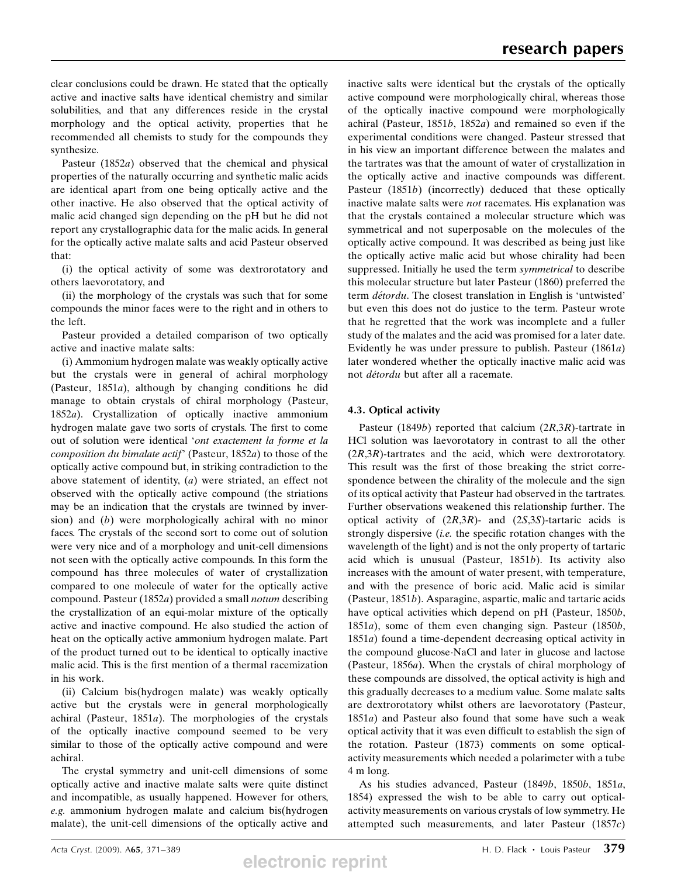clear conclusions could be drawn. He stated that the optically active and inactive salts have identical chemistry and similar solubilities, and that any differences reside in the crystal morphology and the optical activity, properties that he recommended all chemists to study for the compounds they synthesize.

Pasteur (1852*a*) observed that the chemical and physical properties of the naturally occurring and synthetic malic acids are identical apart from one being optically active and the other inactive. He also observed that the optical activity of malic acid changed sign depending on the pH but he did not report any crystallographic data for the malic acids. In general for the optically active malate salts and acid Pasteur observed that:

(i) the optical activity of some was dextrorotatory and others laevorotatory, and

(ii) the morphology of the crystals was such that for some compounds the minor faces were to the right and in others to the left.

Pasteur provided a detailed comparison of two optically active and inactive malate salts:

(i) Ammonium hydrogen malate was weakly optically active but the crystals were in general of achiral morphology (Pasteur, 1851*a*), although by changing conditions he did manage to obtain crystals of chiral morphology (Pasteur, 1852*a*). Crystallization of optically inactive ammonium hydrogen malate gave two sorts of crystals. The first to come out of solution were identical '*ont exactement la forme et la composition du bimalate actif*' (Pasteur, 1852*a*) to those of the optically active compound but, in striking contradiction to the above statement of identity, (*a*) were striated, an effect not observed with the optically active compound (the striations may be an indication that the crystals are twinned by inversion) and (*b*) were morphologically achiral with no minor faces. The crystals of the second sort to come out of solution were very nice and of a morphology and unit-cell dimensions not seen with the optically active compounds. In this form the compound has three molecules of water of crystallization compared to one molecule of water for the optically active compound. Pasteur (1852*a*) provided a small *notum* describing the crystallization of an equi-molar mixture of the optically active and inactive compound. He also studied the action of heat on the optically active ammonium hydrogen malate. Part of the product turned out to be identical to optically inactive malic acid. This is the first mention of a thermal racemization in his work.

(ii) Calcium bis(hydrogen malate) was weakly optically active but the crystals were in general morphologically achiral (Pasteur, 1851*a*). The morphologies of the crystals of the optically inactive compound seemed to be very similar to those of the optically active compound and were achiral.

The crystal symmetry and unit-cell dimensions of some optically active and inactive malate salts were quite distinct and incompatible, as usually happened. However for others, *e.g.* ammonium hydrogen malate and calcium bis(hydrogen malate), the unit-cell dimensions of the optically active and inactive salts were identical but the crystals of the optically active compound were morphologically chiral, whereas those of the optically inactive compound were morphologically achiral (Pasteur, 1851*b*, 1852*a*) and remained so even if the experimental conditions were changed. Pasteur stressed that in his view an important difference between the malates and the tartrates was that the amount of water of crystallization in the optically active and inactive compounds was different. Pasteur (1851*b*) (incorrectly) deduced that these optically inactive malate salts were *not* racemates. His explanation was that the crystals contained a molecular structure which was symmetrical and not superposable on the molecules of the optically active compound. It was described as being just like the optically active malic acid but whose chirality had been suppressed. Initially he used the term *symmetrical* to describe this molecular structure but later Pasteur (1860) preferred the term *détordu*. The closest translation in English is 'untwisted' but even this does not do justice to the term. Pasteur wrote that he regretted that the work was incomplete and a fuller study of the malates and the acid was promised for a later date. Evidently he was under pressure to publish. Pasteur (1861*a*) later wondered whether the optically inactive malic acid was not *détordu* but after all a racemate.

### 4.3. Optical activity

Pasteur (1849*b*) reported that calcium (2*R*,3*R*)-tartrate in HCl solution was laevorotatory in contrast to all the other (2*R*,3*R*)-tartrates and the acid, which were dextrorotatory. This result was the first of those breaking the strict correspondence between the chirality of the molecule and the sign of its optical activity that Pasteur had observed in the tartrates. Further observations weakened this relationship further. The optical activity of (2*R*,3*R*)- and (2*S*,3*S*)-tartaric acids is strongly dispersive (*i.e.* the specific rotation changes with the wavelength of the light) and is not the only property of tartaric acid which is unusual (Pasteur, 1851*b*). Its activity also increases with the amount of water present, with temperature, and with the presence of boric acid. Malic acid is similar (Pasteur, 1851*b*). Asparagine, aspartic, malic and tartaric acids have optical activities which depend on pH (Pasteur, 1850*b*, 1851*a*), some of them even changing sign. Pasteur (1850*b*, 1851*a*) found a time-dependent decreasing optical activity in the compound glucose·NaCl and later in glucose and lactose (Pasteur, 1856*a*). When the crystals of chiral morphology of these compounds are dissolved, the optical activity is high and this gradually decreases to a medium value. Some malate salts are dextrorotatory whilst others are laevorotatory (Pasteur, 1851*a*) and Pasteur also found that some have such a weak optical activity that it was even difficult to establish the sign of the rotation. Pasteur (1873) comments on some optical-activity measurements which needed a polarimeter with a tube 4 m long.

As his studies advanced, Pasteur (1849*b*, 1850*b*, 1851*a*, 1854) expressed the wish to be able to carry out optical-activity measurements on various crystals of low symmetry. He attempted such measurements, and later Pasteur (1857*c*)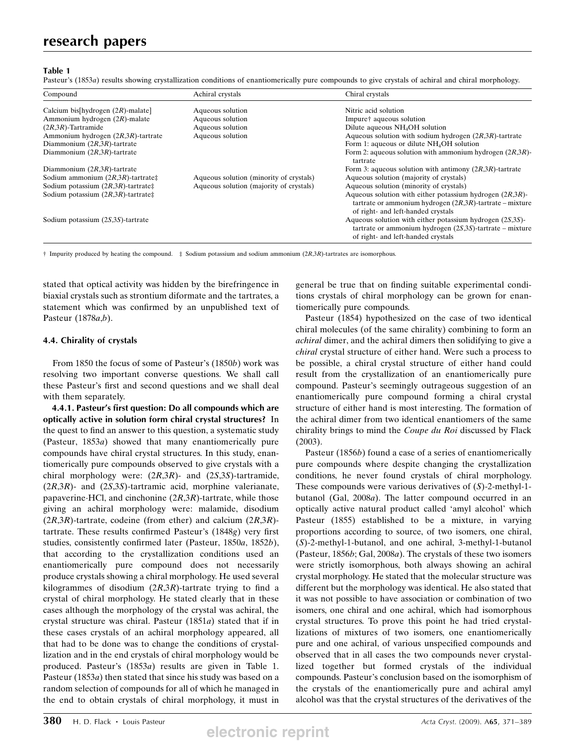**Table 1**

Pasteur's (1853*a*) results showing crystallization conditions of enantiomerically pure compounds to give crystals of achiral and chiral morphology.

| Compound | Achiral crystals | Chiral crystals |
|---|---|---|
| Calcium bis[hydrogen (2*R*)-malate] | Aqueous solution | Nitric acid solution |
| Ammonium hydrogen (2*R*)-malate | Aqueous solution | Impure† aqueous solution |
| (2*R*,3*R*)-Tartramide | Aqueous solution | Dilute aqueous $NH_4OH$ solution |
| Ammonium hydrogen (2*R*,3*R*)-tartrate | Aqueous solution | Aqueous solution with sodium hydrogen (2*R*,3*R*)-tartrate |
| Diammonium (2*R*,3*R*)-tartrate | | Form 1: aqueous or dilute $NH_4OH$ solution |
| Diammonium (2*R*,3*R*)-tartrate | | Form 2: aqueous solution with ammonium hydrogen (2*R*,3*R*)-tartrate |
| Diammonium (2*R*,3*R*)-tartrate | | Form 3: aqueous solution with antimony (2*R*,3*R*)-tartrate |
| Sodium ammonium (2*R*,3*R*)-tartrate‡ | Aqueous solution (minority of crystals) | Aqueous solution (majority of crystals) |
| Sodium potassium (2*R*,3*R*)-tartrate‡ | Aqueous solution (majority of crystals) | Aqueous solution (minority of crystals) |
| Sodium potassium (2*R*,3*R*)-tartrate‡ | | Aqueous solution with either potassium hydrogen (2*R*,3*R*)-tartrate or ammonium hydrogen (2*R*,3*R*)-tartrate – mixture of right- and left-handed crystals |
| Sodium potassium (2*S*,3*S*)-tartrate | | Aqueous solution with either potassium hydrogen (2*S*,3*S*)-tartrate or ammonium hydrogen (2*S*,3*S*)-tartrate – mixture of right- and left-handed crystals |

† Impurity produced by heating the compound. ‡ Sodium potassium and sodium ammonium (2*R*,3*R*)-tartrates are isomorphous.

stated that optical activity was hidden by the birefringence in biaxial crystals such as strontium diformate and the tartrates, a statement which was confirmed by an unpublished text of Pasteur (1878*a*,*b*).

### 4.4. Chirality of crystals

From 1850 the focus of some of Pasteur's (1850*b*) work was resolving two important converse questions. We shall call these Pasteur's first and second questions and we shall deal with them separately.

**4.4.1. Pasteur's first question: Do all compounds which are optically active in solution form chiral crystal structures?** In the quest to find an answer to this question, a systematic study (Pasteur, 1853*a*) showed that many enantiomerically pure compounds have chiral crystal structures. In this study, enantiomerically pure compounds observed to give crystals with a chiral morphology were: (2*R*,3*R*)- and (2*S*,3*S*)-tartramide, (2*R*,3*R*)- and (2*S*,3*S*)-tartramic acid, morphine valerianate, papaverine·HCl, and cinchonine (2*R*,3*R*)-tartrate, while those giving an achiral morphology were: malamide, disodium (2*R*,3*R*)-tartrate, codeine (from ether) and calcium (2*R*,3*R*)-tartrate. These results confirmed Pasteur's (1848*g*) very first studies, consistently confirmed later (Pasteur, 1850*a*, 1852*b*), that according to the crystallization conditions used an enantiomerically pure compound does not necessarily produce crystals showing a chiral morphology. He used several kilogrammes of disodium (2*R*,3*R*)-tartrate trying to find a crystal of chiral morphology. He stated clearly that in these cases although the morphology of the crystal was achiral, the crystal structure was chiral. Pasteur (1851*a*) stated that if in these cases crystals of an achiral morphology appeared, all that had to be done was to change the conditions of crystallization and in the end crystals of chiral morphology would be produced. Pasteur's (1853*a*) results are given in Table 1. Pasteur (1853*a*) then stated that since his study was based on a random selection of compounds for all of which he managed in the end to obtain crystals of chiral morphology, it must in general be true that on finding suitable experimental conditions crystals of chiral morphology can be grown for enantiomerically pure compounds.

Pasteur (1854) hypothesized on the case of two identical chiral molecules (of the same chirality) combining to form an *achiral* dimer, and the achiral dimers then solidifying to give a *chiral* crystal structure of either hand. Were such a process to be possible, a chiral crystal structure of either hand could result from the crystallization of an enantiomerically pure compound. Pasteur's seemingly outrageous suggestion of an enantiomerically pure compound forming a chiral crystal structure of either hand is most interesting. The formation of the achiral dimer from two identical enantiomers of the same chirality brings to mind the *Coupe du Roi* discussed by Flack (2003).

Pasteur (1856*b*) found a case of a series of enantiomerically pure compounds where despite changing the crystallization conditions, he never found crystals of chiral morphology. These compounds were various derivatives of (*S*)-2-methyl-1-butanol (Gal, 2008*a*). The latter compound occurred in an optically active natural product called 'amyl alcohol' which Pasteur (1855) established to be a mixture, in varying proportions according to source, of two isomers, one chiral, (*S*)-2-methyl-1-butanol, and one achiral, 3-methyl-1-butanol (Pasteur, 1856*b*; Gal, 2008*a*). The crystals of these two isomers were strictly isomorphous, both always showing an achiral crystal morphology. He stated that the molecular structure was different but the morphology was identical. He also stated that it was not possible to have association or combination of two isomers, one chiral and one achiral, which had isomorphous crystal structures. To prove this point he had tried crystallizations of mixtures of two isomers, one enantiomerically pure and one achiral, of various unspecified compounds and observed that in all cases the two compounds never crystallized together but formed crystals of the individual compounds. Pasteur's conclusion based on the isomorphism of the crystals of the enantiomerically pure and achiral amyl alcohol was that the crystal structures of the derivatives of the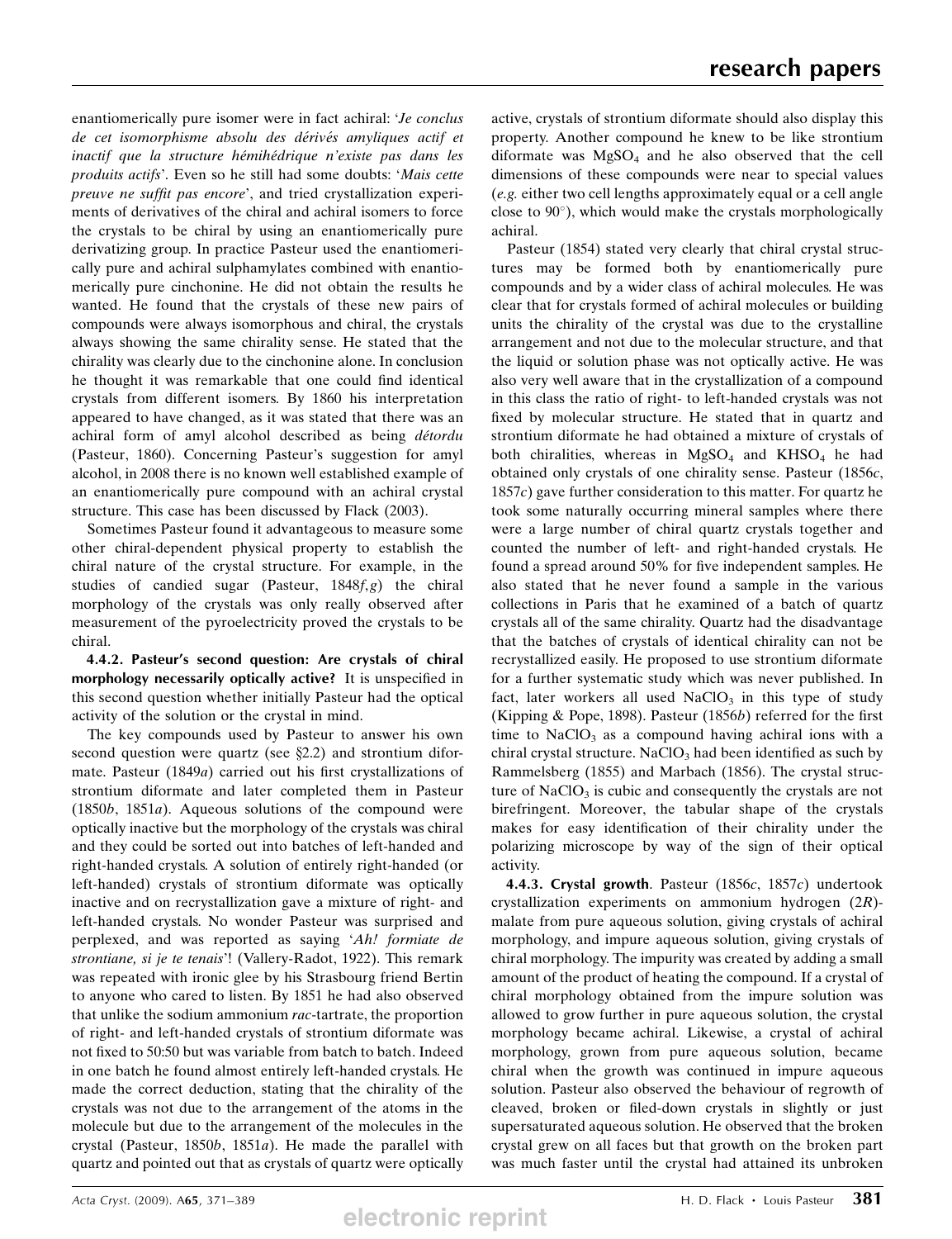enantiomerically pure isomer were in fact achiral: '*Je conclus de cet isomorphisme absolu des dérivés amyliques actif et inactif que la structure hémihédrique n'existe pas dans les produits actifs*'. Even so he still had some doubts: '*Mais cette preuve ne suffit pas encore*', and tried crystallization experiments of derivatives of the chiral and achiral isomers to force the crystals to be chiral by using an enantiomerically pure derivatizing group. In practice Pasteur used the enantiomerically pure and achiral sulphamylates combined with enantiomerically pure cinchonine. He did not obtain the results he wanted. He found that the crystals of these new pairs of compounds were always isomorphous and chiral, the crystals always showing the same chirality sense. He stated that the chirality was clearly due to the cinchonine alone. In conclusion he thought it was remarkable that one could find identical crystals from different isomers. By 1860 his interpretation appeared to have changed, as it was stated that there was an achiral form of amyl alcohol described as being *détordu* (Pasteur, 1860). Concerning Pasteur's suggestion for amyl alcohol, in 2008 there is no known well established example of an enantiomerically pure compound with an achiral crystal structure. This case has been discussed by Flack (2003).

Sometimes Pasteur found it advantageous to measure some other chiral-dependent physical property to establish the chiral nature of the crystal structure. For example, in the studies of candied sugar (Pasteur, 1848*f*,*g*) the chiral morphology of the crystals was only really observed after measurement of the pyroelectricity proved the crystals to be chiral.

**4.4.2. Pasteur's second question: Are crystals of chiral morphology necessarily optically active?** It is unspecified in this second question whether initially Pasteur had the optical activity of the solution or the crystal in mind.

The key compounds used by Pasteur to answer his own second question were quartz (see §2.2) and strontium diformate. Pasteur (1849*a*) carried out his first crystallizations of strontium diformate and later completed them in Pasteur (1850*b*, 1851*a*). Aqueous solutions of the compound were optically inactive but the morphology of the crystals was chiral and they could be sorted out into batches of left-handed and right-handed crystals. A solution of entirely right-handed (or left-handed) crystals of strontium diformate was optically inactive and on recrystallization gave a mixture of right- and left-handed crystals. No wonder Pasteur was surprised and perplexed, and was reported as saying '*Ah! formiate de strontiane, si je te tenais*'! (Vallery-Radot, 1922). This remark was repeated with ironic glee by his Strasbourg friend Bertin to anyone who cared to listen. By 1851 he had also observed that unlike the sodium ammonium *rac*-tartrate, the proportion of right- and left-handed crystals of strontium diformate was not fixed to 50:50 but was variable from batch to batch. Indeed in one batch he found almost entirely left-handed crystals. He made the correct deduction, stating that the chirality of the crystals was not due to the arrangement of the atoms in the molecule but due to the arrangement of the molecules in the crystal (Pasteur, 1850*b*, 1851*a*). He made the parallel with quartz and pointed out that as crystals of quartz were optically active, crystals of strontium diformate should also display this property. Another compound he knew to be like strontium diformate was $MgSO_4$ and he also observed that the cell dimensions of these compounds were near to special values (*e.g.* either two cell lengths approximately equal or a cell angle close to 90°), which would make the crystals morphologically achiral.

Pasteur (1854) stated very clearly that chiral crystal structures may be formed both by enantiomerically pure compounds and by a wider class of achiral molecules. He was clear that for crystals formed of achiral molecules or building units the chirality of the crystal was due to the crystalline arrangement and not due to the molecular structure, and that the liquid or solution phase was not optically active. He was also very well aware that in the crystallization of a compound in this class the ratio of right- to left-handed crystals was not fixed by molecular structure. He stated that in quartz and strontium diformate he had obtained a mixture of crystals of both chiralities, whereas in $MgSO_4$ and $KHSO_4$ he had obtained only crystals of one chirality sense. Pasteur (1856*c*, 1857*c*) gave further consideration to this matter. For quartz he took some naturally occurring mineral samples where there were a large number of chiral quartz crystals together and counted the number of left- and right-handed crystals. He found a spread around 50% for five independent samples. He also stated that he never found a sample in the various collections in Paris that he examined of a batch of quartz crystals all of the same chirality. Quartz had the disadvantage that the batches of crystals of identical chirality can not be recrystallized easily. He proposed to use strontium diformate for a further systematic study which was never published. In fact, later workers all used $NaClO_3$ in this type of study (Kipping & Pope, 1898). Pasteur (1856*b*) referred for the first time to $NaClO_3$ as a compound having achiral ions with a chiral crystal structure. $NaClO_3$ had been identified as such by Rammelsberg (1855) and Marbach (1856). The crystal structure of $NaClO_3$ is cubic and consequently the crystals are not birefringent. Moreover, the tabular shape of the crystals makes for easy identification of their chirality under the polarizing microscope by way of the sign of their optical activity.

**4.4.3. Crystal growth**. Pasteur (1856*c*, 1857*c*) undertook crystallization experiments on ammonium hydrogen (2*R*)-malate from pure aqueous solution, giving crystals of achiral morphology, and impure aqueous solution, giving crystals of chiral morphology. The impurity was created by adding a small amount of the product of heating the compound. If a crystal of chiral morphology obtained from the impure solution was allowed to grow further in pure aqueous solution, the crystal morphology became achiral. Likewise, a crystal of achiral morphology, grown from pure aqueous solution, became chiral when the growth was continued in impure aqueous solution. Pasteur also observed the behaviour of regrowth of cleaved, broken or filed-down crystals in slightly or just supersaturated aqueous solution. He observed that the broken crystal grew on all faces but that growth on the broken part was much faster until the crystal had attained its unbroken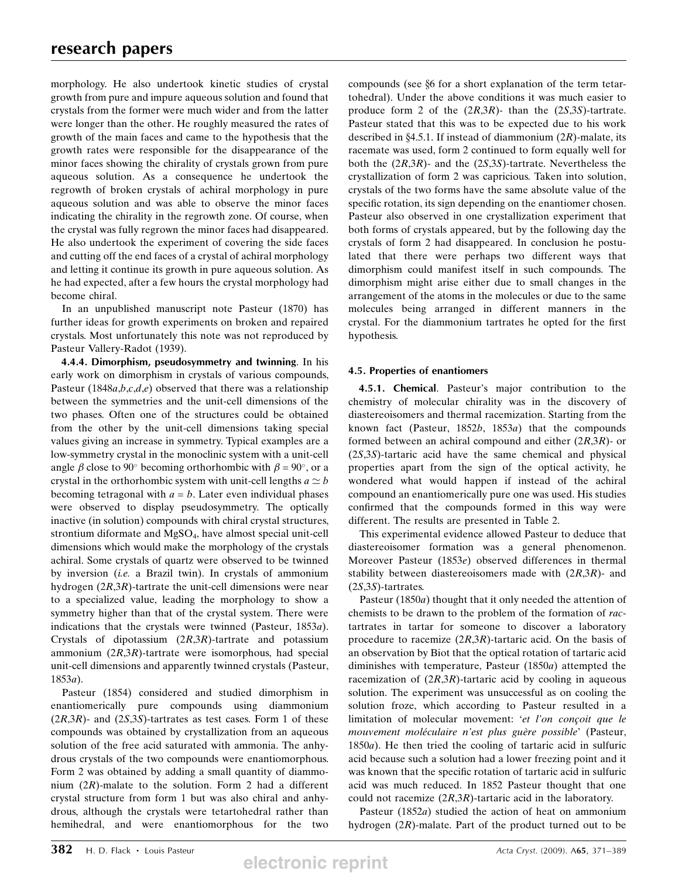morphology. He also undertook kinetic studies of crystal growth from pure and impure aqueous solution and found that crystals from the former were much wider and from the latter were longer than the other. He roughly measured the rates of growth of the main faces and came to the hypothesis that the growth rates were responsible for the disappearance of the minor faces showing the chirality of crystals grown from pure aqueous solution. As a consequence he undertook the regrowth of broken crystals of achiral morphology in pure aqueous solution and was able to observe the minor faces indicating the chirality in the regrowth zone. Of course, when the crystal was fully regrown the minor faces had disappeared. He also undertook the experiment of covering the side faces and cutting off the end faces of a crystal of achiral morphology and letting it continue its growth in pure aqueous solution. As he had expected, after a few hours the crystal morphology had become chiral.

In an unpublished manuscript note Pasteur (1870) has further ideas for growth experiments on broken and repaired crystals. Most unfortunately this note was not reproduced by Pasteur Vallery-Radot (1939).

**4.4.4. Dimorphism, pseudosymmetry and twinning**. In his early work on dimorphism in crystals of various compounds, Pasteur (1848*a*,*b*,*c*,*d*,*e*) observed that there was a relationship between the symmetries and the unit-cell dimensions of the two phases. Often one of the structures could be obtained from the other by the unit-cell dimensions taking special values giving an increase in symmetry. Typical examples are a low-symmetry crystal in the monoclinic system with a unit-cell angle $\beta$ close to 90° becoming orthorhombic with $\beta = 90°$, or a crystal in the orthorhombic system with unit-cell lengths $a \simeq b$ becoming tetragonal with $a = b$. Later even individual phases were observed to display pseudosymmetry. The optically inactive (in solution) compounds with chiral crystal structures, strontium diformate and $MgSO_4$, have almost special unit-cell dimensions which would make the morphology of the crystals achiral. Some crystals of quartz were observed to be twinned by inversion (*i.e.* a Brazil twin). In crystals of ammonium hydrogen (2*R*,3*R*)-tartrate the unit-cell dimensions were near to a specialized value, leading the morphology to show a symmetry higher than that of the crystal system. There were indications that the crystals were twinned (Pasteur, 1853*a*). Crystals of dipotassium (2*R*,3*R*)-tartrate and potassium ammonium (2*R*,3*R*)-tartrate were isomorphous, had special unit-cell dimensions and apparently twinned crystals (Pasteur, 1853*a*).

Pasteur (1854) considered and studied dimorphism in enantiomerically pure compounds using diammonium (2*R*,3*R*)- and (2*S*,3*S*)-tartrates as test cases. Form 1 of these compounds was obtained by crystallization from an aqueous solution of the free acid saturated with ammonia. The anhydrous crystals of the two compounds were enantiomorphous. Form 2 was obtained by adding a small quantity of diammonium (2*R*)-malate to the solution. Form 2 had a different crystal structure from form 1 but was also chiral and anhydrous, although the crystals were tetartohedral rather than hemihedral, and were enantiomorphous for the two compounds (see §6 for a short explanation of the term tetartohedral). Under the above conditions it was much easier to produce form 2 of the (2*R*,3*R*)- than the (2*S*,3*S*)-tartrate. Pasteur stated that this was to be expected due to his work described in §4.5.1. If instead of diammonium (2*R*)-malate, its racemate was used, form 2 continued to form equally well for both the (2*R*,3*R*)- and the (2*S*,3*S*)-tartrate. Nevertheless the crystallization of form 2 was capricious. Taken into solution, crystals of the two forms have the same absolute value of the specific rotation, its sign depending on the enantiomer chosen. Pasteur also observed in one crystallization experiment that both forms of crystals appeared, but by the following day the crystals of form 2 had disappeared. In conclusion he postulated that there were perhaps two different ways that dimorphism could manifest itself in such compounds. The dimorphism might arise either due to small changes in the arrangement of the atoms in the molecules or due to the same molecules being arranged in different manners in the crystal. For the diammonium tartrates he opted for the first hypothesis.

### 4.5. Properties of enantiomers

**4.5.1. Chemical**. Pasteur's major contribution to the chemistry of molecular chirality was in the discovery of diastereoisomers and thermal racemization. Starting from the known fact (Pasteur, 1852*b*, 1853*a*) that the compounds formed between an achiral compound and either (2*R*,3*R*)- or (2*S*,3*S*)-tartaric acid have the same chemical and physical properties apart from the sign of the optical activity, he wondered what would happen if instead of the achiral compound an enantiomerically pure one was used. His studies confirmed that the compounds formed in this way were different. The results are presented in Table 2.

This experimental evidence allowed Pasteur to deduce that diastereoisomer formation was a general phenomenon. Moreover Pasteur (1853*e*) observed differences in thermal stability between diastereoisomers made with (2*R*,3*R*)- and (2*S*,3*S*)-tartrates.

Pasteur (1850*a*) thought that it only needed the attention of chemists to be drawn to the problem of the formation of *rac*-tartrates in tartar for someone to discover a laboratory procedure to racemize (2*R*,3*R*)-tartaric acid. On the basis of an observation by Biot that the optical rotation of tartaric acid diminishes with temperature, Pasteur (1850*a*) attempted the racemization of (2*R*,3*R*)-tartaric acid by cooling in aqueous solution. The experiment was unsuccessful as on cooling the solution froze, which according to Pasteur resulted in a limitation of molecular movement: '*et l'on conçoit que le mouvement moléculaire n'est plus guère possible*' (Pasteur, 1850*a*). He then tried the cooling of tartaric acid in sulfuric acid because such a solution had a lower freezing point and it was known that the specific rotation of tartaric acid in sulfuric acid was much reduced. In 1852 Pasteur thought that one could not racemize (2*R*,3*R*)-tartaric acid in the laboratory.

Pasteur (1852*a*) studied the action of heat on ammonium hydrogen (2*R*)-malate. Part of the product turned out to be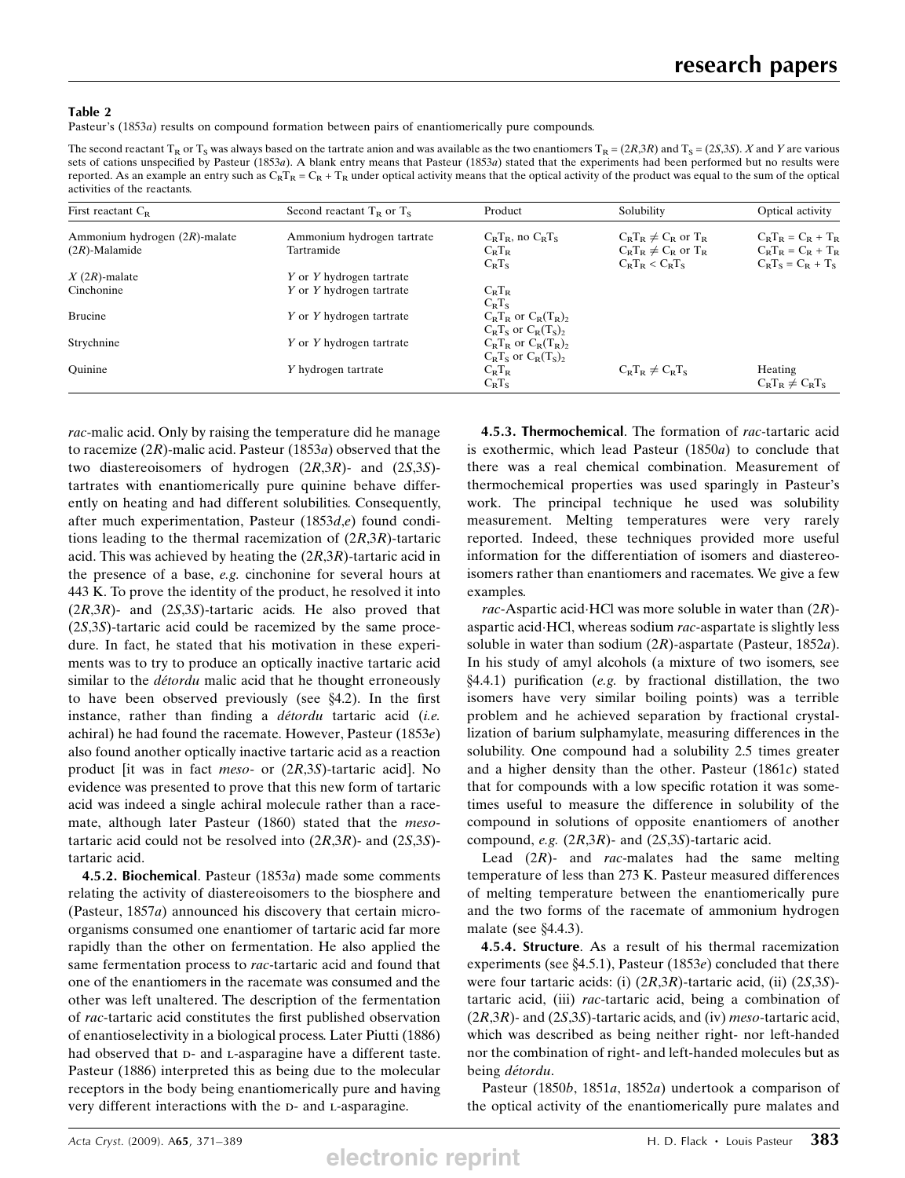**Table 2**
Pasteur's (1853*a*) results on compound formation between pairs of enantiomerically pure compounds.

The second reactant $T_R$ or $T_S$ was always based on the tartrate anion and was available as the two enantiomers $T_R$ = (2*R*,3*R*) and $T_S$ = (2*S*,3*S*). *X* and *Y* are various sets of cations unspecified by Pasteur (1853*a*). A blank entry means that Pasteur (1853*a*) stated that the experiments had been performed but no results were reported. As an example an entry such as $C_RT_R = C_R + T_R$ under optical activity means that the optical activity of the product was equal to the sum of the optical activities of the reactants.

| First reactant $C_R$ | Second reactant $T_R$ or $T_S$ | Product | Solubility | Optical activity |
|---|---|---|---|---|
| Ammonium hydrogen (2*R*)-malate | Ammonium hydrogen tartrate | $C_RT_R$, no $C_RT_S$ | $C_RT_R \neq C_R$ or $T_R$ | $C_RT_R = C_R + T_R$ |
| (2*R*)-Malamide | Tartramide | $C_RT_R$ | $C_RT_R \neq C_R$ or $T_R$ | $C_RT_R = C_R + T_R$ |
| | | $C_RT_S$ | $C_RT_R < C_RT_S$ | $C_RT_S = C_R + T_S$ |
| *X* (2*R*)-malate | *Y* or *Y* hydrogen tartrate | | | |
| Cinchonine | *Y* or *Y* hydrogen tartrate | $C_RT_R$ | | |
| | | $C_RT_S$ | | |
| Brucine | *Y* or *Y* hydrogen tartrate | $C_RT_R$ or $C_R(T_R)_2$ | | |
| | | $C_RT_S$ or $C_R(T_S)_2$ | | |
| Strychnine | *Y* or *Y* hydrogen tartrate | $C_RT_R$ or $C_R(T_R)_2$ | | |
| | | $C_RT_S$ or $C_R(T_S)_2$ | | |
| Quinine | *Y* hydrogen tartrate | $C_RT_R$ | $C_RT_R \neq C_RT_S$ | Heating |
| | | $C_RT_S$ | | $C_RT_R \neq C_RT_S$ |

*rac*-malic acid. Only by raising the temperature did he manage to racemize (2*R*)-malic acid. Pasteur (1853*a*) observed that the two diastereoisomers of hydrogen (2*R*,3*R*)- and (2*S*,3*S*)-tartrates with enantiomerically pure quinine behave differently on heating and had different solubilities. Consequently, after much experimentation, Pasteur (1853*d*,*e*) found conditions leading to the thermal racemization of (2*R*,3*R*)-tartaric acid. This was achieved by heating the (2*R*,3*R*)-tartaric acid in the presence of a base, *e.g.* cinchonine for several hours at 443 K. To prove the identity of the product, he resolved it into (2*R*,3*R*)- and (2*S*,3*S*)-tartaric acids. He also proved that (2*S*,3*S*)-tartaric acid could be racemized by the same procedure. In fact, he stated that his motivation in these experiments was to try to produce an optically inactive tartaric acid similar to the *détordu* malic acid that he thought erroneously to have been observed previously (see §4.2). In the first instance, rather than finding a *détordu* tartaric acid (*i.e.* achiral) he had found the racemate. However, Pasteur (1853*e*) also found another optically inactive tartaric acid as a reaction product [it was in fact *meso*- or (2*R*,3*S*)-tartaric acid]. No evidence was presented to prove that this new form of tartaric acid was indeed a single achiral molecule rather than a racemate, although later Pasteur (1860) stated that the *meso*-tartaric acid could not be resolved into (2*R*,3*R*)- and (2*S*,3*S*)-tartaric acid.

**4.5.2. Biochemical**. Pasteur (1853*a*) made some comments relating the activity of diastereoisomers to the biosphere and (Pasteur, 1857*a*) announced his discovery that certain microorganisms consumed one enantiomer of tartaric acid far more rapidly than the other on fermentation. He also applied the same fermentation process to *rac*-tartaric acid and found that one of the enantiomers in the racemate was consumed and the other was left unaltered. The description of the fermentation of *rac*-tartaric acid constitutes the first published observation of enantioselectivity in a biological process. Later Piutti (1886) had observed that D- and L-asparagine have a different taste. Pasteur (1886) interpreted this as being due to the molecular receptors in the body being enantiomerically pure and having very different interactions with the D- and L-asparagine.

**4.5.3. Thermochemical**. The formation of *rac*-tartaric acid is exothermic, which lead Pasteur (1850*a*) to conclude that there was a real chemical combination. Measurement of thermochemical properties was used sparingly in Pasteur's work. The principal technique he used was solubility measurement. Melting temperatures were very rarely reported. Indeed, these techniques provided more useful information for the differentiation of isomers and diastereoisomers rather than enantiomers and racemates. We give a few examples.

*rac*-Aspartic acid·HCl was more soluble in water than (2*R*)-aspartic acid·HCl, whereas sodium *rac*-aspartate is slightly less soluble in water than sodium (2*R*)-aspartate (Pasteur, 1852*a*). In his study of amyl alcohols (a mixture of two isomers, see §4.4.1) purification (*e.g.* by fractional distillation, the two isomers have very similar boiling points) was a terrible problem and he achieved separation by fractional crystallization of barium sulphamylate, measuring differences in the solubility. One compound had a solubility 2.5 times greater and a higher density than the other. Pasteur (1861*c*) stated that for compounds with a low specific rotation it was sometimes useful to measure the difference in solubility of the compound in solutions of opposite enantiomers of another compound, *e.g.* (2*R*,3*R*)- and (2*S*,3*S*)-tartaric acid.

Lead (2*R*)- and *rac*-malates had the same melting temperature of less than 273 K. Pasteur measured differences of melting temperature between the enantiomerically pure and the two forms of the racemate of ammonium hydrogen malate (see §4.4.3).

**4.5.4. Structure**. As a result of his thermal racemization experiments (see §4.5.1), Pasteur (1853*e*) concluded that there were four tartaric acids: (i) (2*R*,3*R*)-tartaric acid, (ii) (2*S*,3*S*)-tartaric acid, (iii) *rac*-tartaric acid, being a combination of (2*R*,3*R*)- and (2*S*,3*S*)-tartaric acids, and (iv) *meso*-tartaric acid, which was described as being neither right- nor left-handed nor the combination of right- and left-handed molecules but as being *détordu*.

Pasteur (1850*b*, 1851*a*, 1852*a*) undertook a comparison of the optical activity of the enantiomerically pure malates and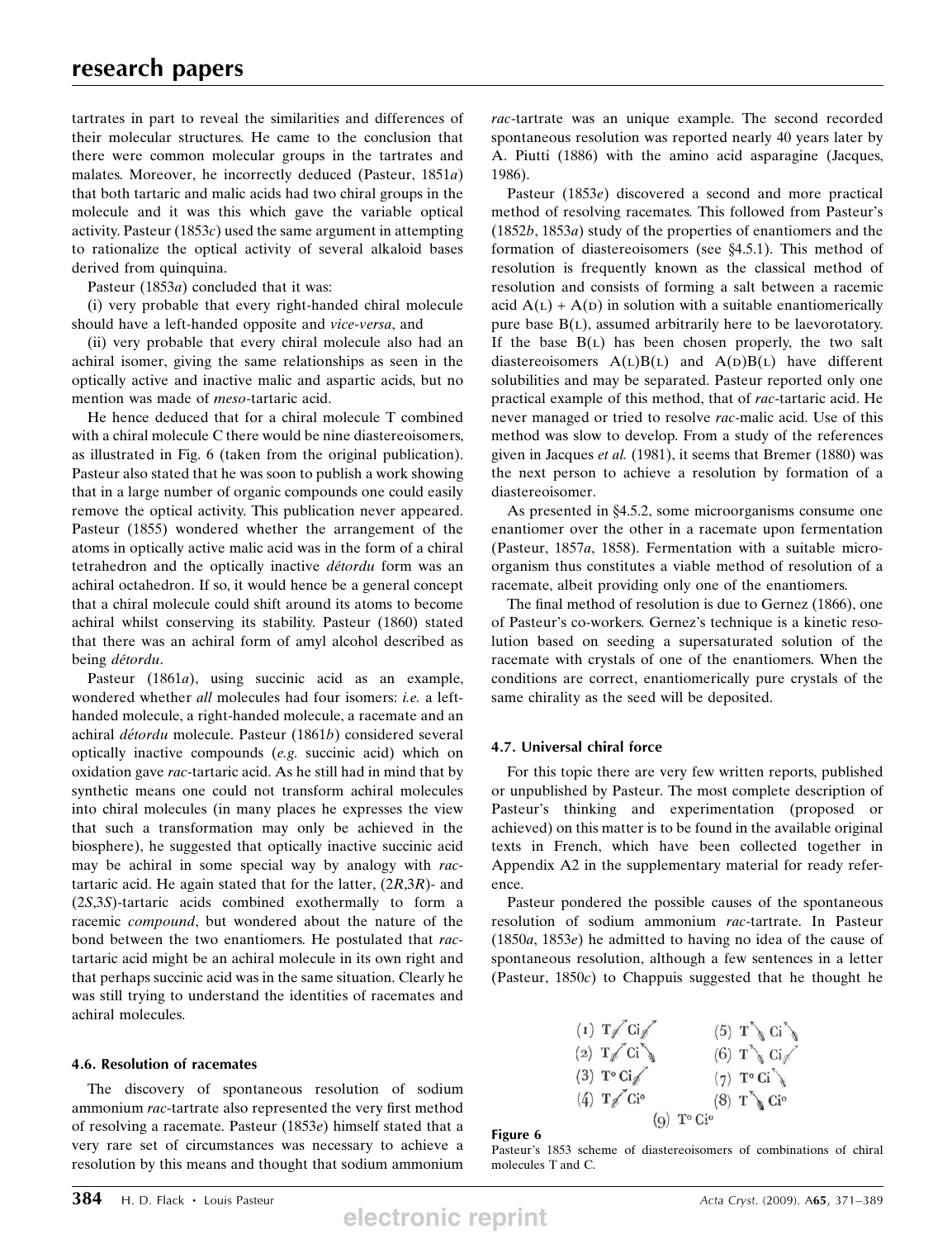tartrates in part to reveal the similarities and differences of their molecular structures. He came to the conclusion that there were common molecular groups in the tartrates and malates. Moreover, he incorrectly deduced (Pasteur, 1851*a*) that both tartaric and malic acids had two chiral groups in the molecule and it was this which gave the variable optical activity. Pasteur (1853*c*) used the same argument in attempting to rationalize the optical activity of several alkaloid bases derived from quinquina.

Pasteur (1853*a*) concluded that it was:

(i) very probable that every right-handed chiral molecule should have a left-handed opposite and *vice-versa*, and

(ii) very probable that every chiral molecule also had an achiral isomer, giving the same relationships as seen in the optically active and inactive malic and aspartic acids, but no mention was made of *meso*-tartaric acid.

He hence deduced that for a chiral molecule T combined with a chiral molecule C there would be nine diastereoisomers, as illustrated in Fig. 6 (taken from the original publication). Pasteur also stated that he was soon to publish a work showing that in a large number of organic compounds one could easily remove the optical activity. This publication never appeared. Pasteur (1855) wondered whether the arrangement of the atoms in optically active malic acid was in the form of a chiral tetrahedron and the optically inactive *détordu* form was an achiral octahedron. If so, it would hence be a general concept that a chiral molecule could shift around its atoms to become achiral whilst conserving its stability. Pasteur (1860) stated that there was an achiral form of amyl alcohol described as being *détordu*.

Pasteur (1861*a*), using succinic acid as an example, wondered whether *all* molecules had four isomers: *i.e.* a left-handed molecule, a right-handed molecule, a racemate and an achiral *détordu* molecule. Pasteur (1861*b*) considered several optically inactive compounds (*e.g.* succinic acid) which on oxidation gave *rac*-tartaric acid. As he still had in mind that by synthetic means one could not transform achiral molecules into chiral molecules (in many places he expresses the view that such a transformation may only be achieved in the biosphere), he suggested that optically inactive succinic acid may be achiral in some special way by analogy with *rac*-tartaric acid. He again stated that for the latter, (2*R*,3*R*)- and (2*S*,3*S*)-tartaric acids combined exothermally to form a racemic *compound*, but wondered about the nature of the bond between the two enantiomers. He postulated that *rac*-tartaric acid might be an achiral molecule in its own right and that perhaps succinic acid was in the same situation. Clearly he was still trying to understand the identities of racemates and achiral molecules.

### 4.6. Resolution of racemates

The discovery of spontaneous resolution of sodium ammonium *rac*-tartrate also represented the very first method of resolving a racemate. Pasteur (1853*e*) himself stated that a very rare set of circumstances was necessary to achieve a resolution by this means and thought that sodium ammonium *rac*-tartrate was an unique example. The second recorded spontaneous resolution was reported nearly 40 years later by A. Piutti (1886) with the amino acid asparagine (Jacques, 1986).

Pasteur (1853*e*) discovered a second and more practical method of resolving racemates. This followed from Pasteur's (1852*b*, 1853*a*) study of the properties of enantiomers and the formation of diastereoisomers (see §4.5.1). This method of resolution is frequently known as the classical method of resolution and consists of forming a salt between a racemic acid A(L) + A(D) in solution with a suitable enantiomerically pure base B(L), assumed arbitrarily here to be laevorotatory. If the base B(L) has been chosen properly, the two salt diastereoisomers A(L)B(L) and A(D)B(L) have different solubilities and may be separated. Pasteur reported only one practical example of this method, that of *rac*-tartaric acid. He never managed or tried to resolve *rac*-malic acid. Use of this method was slow to develop. From a study of the references given in Jacques *et al.* (1981), it seems that Bremer (1880) was the next person to achieve a resolution by formation of a diastereoisomer.

As presented in §4.5.2, some microorganisms consume one enantiomer over the other in a racemate upon fermentation (Pasteur, 1857*a*, 1858). Fermentation with a suitable microorganism thus constitutes a viable method of resolution of a racemate, albeit providing only one of the enantiomers.

The final method of resolution is due to Gernez (1866), one of Pasteur's co-workers. Gernez's technique is a kinetic resolution based on seeding a supersaturated solution of the racemate with crystals of one of the enantiomers. When the conditions are correct, enantiomerically pure crystals of the same chirality as the seed will be deposited.

### 4.7. Universal chiral force

For this topic there are very few written reports, published or unpublished by Pasteur. The most complete description of Pasteur's thinking and experimentation (proposed or achieved) on this matter is to be found in the available original texts in French, which have been collected together in Appendix A2 in the supplementary material for ready reference.

Pasteur pondered the possible causes of the spontaneous resolution of sodium ammonium *rac*-tartrate. In Pasteur (1850*a*, 1853*e*) he admitted to having no idea of the cause of spontaneous resolution, although a few sentences in a letter (Pasteur, 1850*c*) to Chappuis suggested that he thought he

(1) T↗ Ci↗  (5) T↘ Ci↘
(2) T↗ Ci↘  (6) T↘ Ci↗
(3) T° Ci↗  (7) T° Ci↘
(4) T↗ Ci°  (8) T↘ Ci°
(9) T° Ci°

**Figure 6**
Pasteur's 1853 scheme of diastereoisomers of combinations of chiral molecules T and C.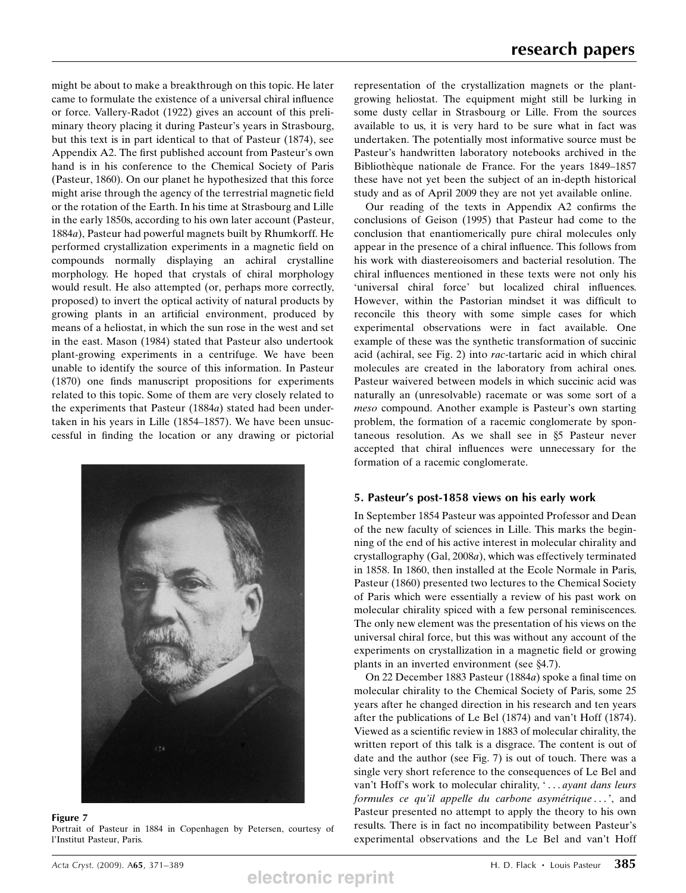might be about to make a breakthrough on this topic. He later came to formulate the existence of a universal chiral influence or force. Vallery-Radot (1922) gives an account of this preliminary theory placing it during Pasteur's years in Strasbourg, but this text is in part identical to that of Pasteur (1874), see Appendix A2. The first published account from Pasteur's own hand is in his conference to the Chemical Society of Paris (Pasteur, 1860). On our planet he hypothesized that this force might arise through the agency of the terrestrial magnetic field or the rotation of the Earth. In his time at Strasbourg and Lille in the early 1850s, according to his own later account (Pasteur, 1884*a*), Pasteur had powerful magnets built by Rhumkorff. He performed crystallization experiments in a magnetic field on compounds normally displaying an achiral crystalline morphology. He hoped that crystals of chiral morphology would result. He also attempted (or, perhaps more correctly, proposed) to invert the optical activity of natural products by growing plants in an artificial environment, produced by means of a heliostat, in which the sun rose in the west and set in the east. Mason (1984) stated that Pasteur also undertook plant-growing experiments in a centrifuge. We have been unable to identify the source of this information. In Pasteur (1870) one finds manuscript propositions for experiments related to this topic. Some of them are very closely related to the experiments that Pasteur (1884*a*) stated had been undertaken in his years in Lille (1854–1857). We have been unsuccessful in finding the location or any drawing or pictorial representation of the crystallization magnets or the plant-growing heliostat. The equipment might still be lurking in some dusty cellar in Strasbourg or Lille. From the sources available to us, it is very hard to be sure what in fact was undertaken. The potentially most informative source must be Pasteur's handwritten laboratory notebooks archived in the Bibliothèque nationale de France. For the years 1849–1857 these have not yet been the subject of an in-depth historical study and as of April 2009 they are not yet available online.

Our reading of the texts in Appendix A2 confirms the conclusions of Geison (1995) that Pasteur had come to the conclusion that enantiomerically pure chiral molecules only appear in the presence of a chiral influence. This follows from his work with diastereoisomers and bacterial resolution. The chiral influences mentioned in these texts were not only his 'universal chiral force' but localized chiral influences. However, within the Pastorian mindset it was difficult to reconcile this theory with some simple cases for which experimental observations were in fact available. One example of these was the synthetic transformation of succinic acid (achiral, see Fig. 2) into *rac*-tartaric acid in which chiral molecules are created in the laboratory from achiral ones. Pasteur waivered between models in which succinic acid was naturally an (unresolvable) racemate or was some sort of a *meso* compound. Another example is Pasteur's own starting problem, the formation of a racemic conglomerate by spontaneous resolution. As we shall see in §5 Pasteur never accepted that chiral influences were unnecessary for the formation of a racemic conglomerate.

Figure 7
Portrait of Pasteur in 1884 in Copenhagen by Petersen, courtesy of l'Institut Pasteur, Paris.

## 5. Pasteur's post-1858 views on his early work

In September 1854 Pasteur was appointed Professor and Dean of the new faculty of sciences in Lille. This marks the beginning of the end of his active interest in molecular chirality and crystallography (Gal, 2008*a*), which was effectively terminated in 1858. In 1860, then installed at the Ecole Normale in Paris, Pasteur (1860) presented two lectures to the Chemical Society of Paris which were essentially a review of his past work on molecular chirality spiced with a few personal reminiscences. The only new element was the presentation of his views on the universal chiral force, but this was without any account of the experiments on crystallization in a magnetic field or growing plants in an inverted environment (see §4.7).

On 22 December 1883 Pasteur (1884*a*) spoke a final time on molecular chirality to the Chemical Society of Paris, some 25 years after he changed direction in his research and ten years after the publications of Le Bel (1874) and van't Hoff (1874). Viewed as a scientific review in 1883 of molecular chirality, the written report of this talk is a disgrace. The content is out of date and the author (see Fig. 7) is out of touch. There was a single very short reference to the consequences of Le Bel and van't Hoff's work to molecular chirality, '*... ayant dans leurs formules ce qu'il appelle du carbone asymétrique ...*', and Pasteur presented no attempt to apply the theory to his own results. There is in fact no incompatibility between Pasteur's experimental observations and the Le Bel and van't Hoff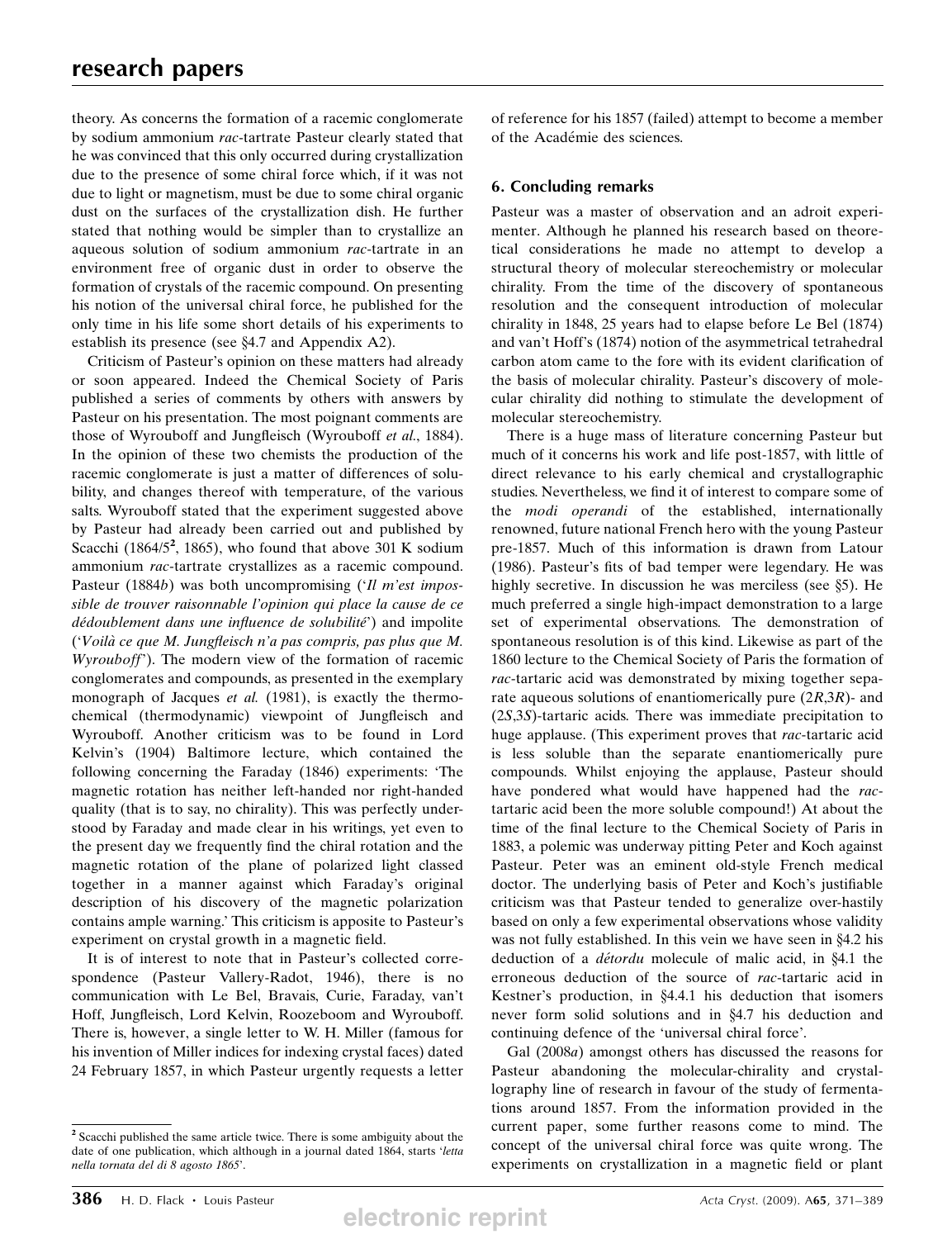theory. As concerns the formation of a racemic conglomerate by sodium ammonium *rac*-tartrate Pasteur clearly stated that he was convinced that this only occurred during crystallization due to the presence of some chiral force which, if it was not due to light or magnetism, must be due to some chiral organic dust on the surfaces of the crystallization dish. He further stated that nothing would be simpler than to crystallize an aqueous solution of sodium ammonium *rac*-tartrate in an environment free of organic dust in order to observe the formation of crystals of the racemic compound. On presenting his notion of the universal chiral force, he published for the only time in his life some short details of his experiments to establish its presence (see §4.7 and Appendix A2).

Criticism of Pasteur's opinion on these matters had already or soon appeared. Indeed the Chemical Society of Paris published a series of comments by others with answers by Pasteur on his presentation. The most poignant comments are those of Wyrouboff and Jungfleisch (Wyrouboff *et al.*, 1884). In the opinion of these two chemists the production of the racemic conglomerate is just a matter of differences of solubility, and changes thereof with temperature, of the various salts. Wyrouboff stated that the experiment suggested above by Pasteur had already been carried out and published by Scacchi (1864/5[2], 1865), who found that above 301 K sodium ammonium *rac*-tartrate crystallizes as a racemic compound. Pasteur (1884*b*) was both uncompromising ('*Il m'est impossible de trouver raisonnable l'opinion qui place la cause de ce dédoublement dans une influence de solubilité*') and impolite ('*Voilà ce que M. Jungfleisch n'a pas compris, pas plus que M. Wyrouboff*'). The modern view of the formation of racemic conglomerates and compounds, as presented in the exemplary monograph of Jacques *et al.* (1981), is exactly the thermochemical (thermodynamic) viewpoint of Jungfleisch and Wyrouboff. Another criticism was to be found in Lord Kelvin's (1904) Baltimore lecture, which contained the following concerning the Faraday (1846) experiments: 'The magnetic rotation has neither left-handed nor right-handed quality (that is to say, no chirality). This was perfectly understood by Faraday and made clear in his writings, yet even to the present day we frequently find the chiral rotation and the magnetic rotation of the plane of polarized light classed together in a manner against which Faraday's original description of his discovery of the magnetic polarization contains ample warning.' This criticism is apposite to Pasteur's experiment on crystal growth in a magnetic field.

It is of interest to note that in Pasteur's collected correspondence (Pasteur Vallery-Radot, 1946), there is no communication with Le Bel, Bravais, Curie, Faraday, van't Hoff, Jungfleisch, Lord Kelvin, Roozeboom and Wyrouboff. There is, however, a single letter to W. H. Miller (famous for his invention of Miller indices for indexing crystal faces) dated 24 February 1857, in which Pasteur urgently requests a letter of reference for his 1857 (failed) attempt to become a member of the Académie des sciences.

## 6. Concluding remarks

Pasteur was a master of observation and an adroit experimenter. Although he planned his research based on theoretical considerations he made no attempt to develop a structural theory of molecular stereochemistry or molecular chirality. From the time of the discovery of spontaneous resolution and the consequent introduction of molecular chirality in 1848, 25 years had to elapse before Le Bel (1874) and van't Hoff's (1874) notion of the asymmetrical tetrahedral carbon atom came to the fore with its evident clarification of the basis of molecular chirality. Pasteur's discovery of molecular chirality did nothing to stimulate the development of molecular stereochemistry.

There is a huge mass of literature concerning Pasteur but much of it concerns his work and life post-1857, with little of direct relevance to his early chemical and crystallographic studies. Nevertheless, we find it of interest to compare some of the *modi operandi* of the established, internationally renowned, future national French hero with the young Pasteur pre-1857. Much of this information is drawn from Latour (1986). Pasteur's fits of bad temper were legendary. He was highly secretive. In discussion he was merciless (see §5). He much preferred a single high-impact demonstration to a large set of experimental observations. The demonstration of spontaneous resolution is of this kind. Likewise as part of the 1860 lecture to the Chemical Society of Paris the formation of *rac*-tartaric acid was demonstrated by mixing together separate aqueous solutions of enantiomerically pure (2*R*,3*R*)- and (2*S*,3*S*)-tartaric acids. There was immediate precipitation to huge applause. (This experiment proves that *rac*-tartaric acid is less soluble than the separate enantiomerically pure compounds. Whilst enjoying the applause, Pasteur should have pondered what would have happened had the *rac*-tartaric acid been the more soluble compound!) At about the time of the final lecture to the Chemical Society of Paris in 1883, a polemic was underway pitting Peter and Koch against Pasteur. Peter was an eminent old-style French medical doctor. The underlying basis of Peter and Koch's justifiable criticism was that Pasteur tended to generalize over-hastily based on only a few experimental observations whose validity was not fully established. In this vein we have seen in §4.2 his deduction of a *détordu* molecule of malic acid, in §4.1 the erroneous deduction of the source of *rac*-tartaric acid in Kestner's production, in §4.4.1 his deduction that isomers never form solid solutions and in §4.7 his deduction and continuing defence of the 'universal chiral force'.

Gal (2008*a*) amongst others has discussed the reasons for Pasteur abandoning the molecular-chirality and crystallography line of research in favour of the study of fermentations around 1857. From the information provided in the current paper, some further reasons come to mind. The concept of the universal chiral force was quite wrong. The experiments on crystallization in a magnetic field or plant

[2] Scacchi published the same article twice. There is some ambiguity about the date of one publication, which although in a journal dated 1864, starts '*letta nella tornata del di 8 agosto 1865*'.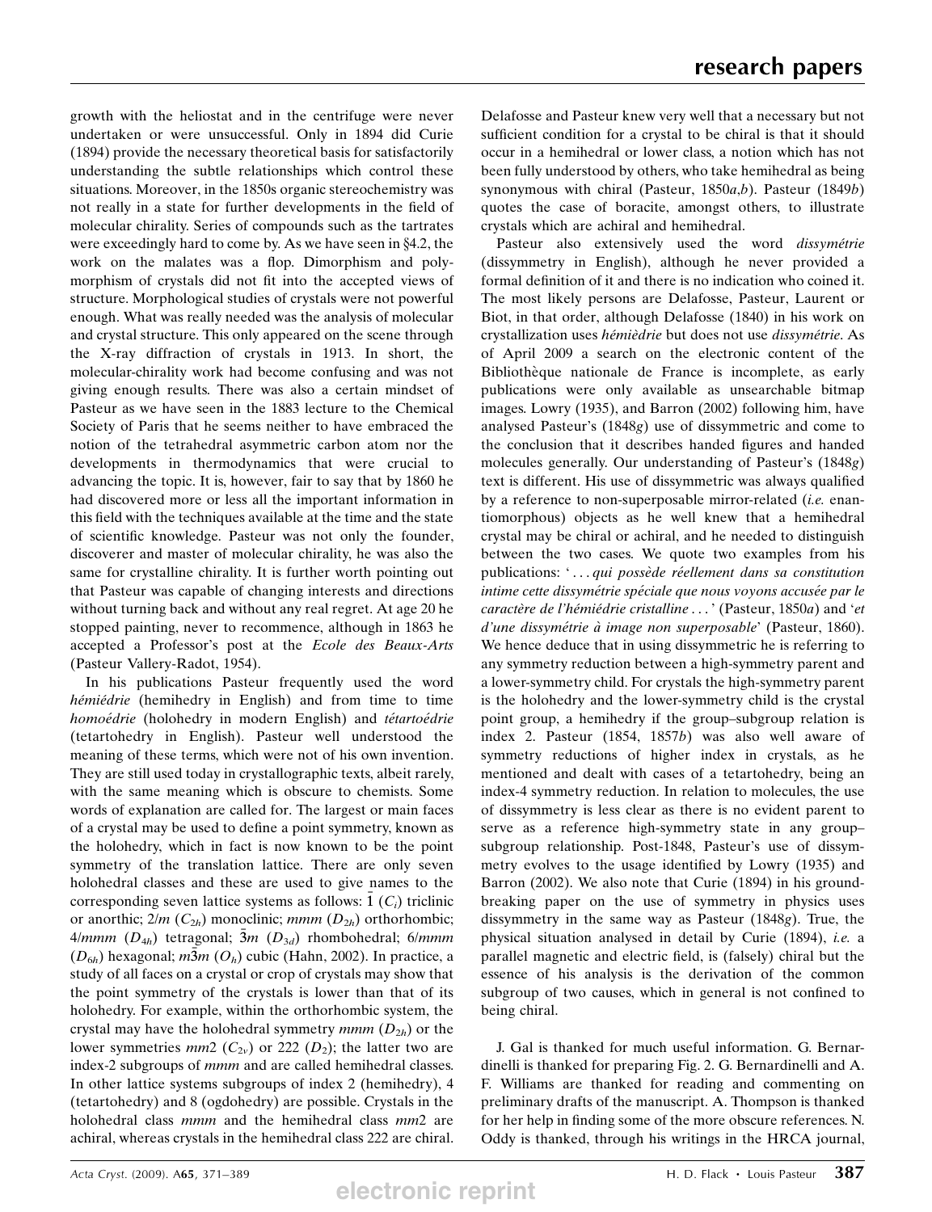growth with the heliostat and in the centrifuge were never undertaken or were unsuccessful. Only in 1894 did Curie (1894) provide the necessary theoretical basis for satisfactorily understanding the subtle relationships which control these situations. Moreover, in the 1850s organic stereochemistry was not really in a state for further developments in the field of molecular chirality. Series of compounds such as the tartrates were exceedingly hard to come by. As we have seen in §4.2, the work on the malates was a flop. Dimorphism and polymorphism of crystals did not fit into the accepted views of structure. Morphological studies of crystals were not powerful enough. What was really needed was the analysis of molecular and crystal structure. This only appeared on the scene through the X-ray diffraction of crystals in 1913. In short, the molecular-chirality work had become confusing and was not giving enough results. There was also a certain mindset of Pasteur as we have seen in the 1883 lecture to the Chemical Society of Paris that he seems neither to have embraced the notion of the tetrahedral asymmetric carbon atom nor the developments in thermodynamics that were crucial to advancing the topic. It is, however, fair to say that by 1860 he had discovered more or less all the important information in this field with the techniques available at the time and the state of scientific knowledge. Pasteur was not only the founder, discoverer and master of molecular chirality, he was also the same for crystalline chirality. It is further worth pointing out that Pasteur was capable of changing interests and directions without turning back and without any real regret. At age 20 he stopped painting, never to recommence, although in 1863 he accepted a Professor's post at the *Ecole des Beaux-Arts* (Pasteur Vallery-Radot, 1954).

In his publications Pasteur frequently used the word *hémiédrie* (hemihedry in English) and from time to time *homoédrie* (holohedry in modern English) and *tétartoédrie* (tetartohedry in English). Pasteur well understood the meaning of these terms, which were not of his own invention. They are still used today in crystallographic texts, albeit rarely, with the same meaning which is obscure to chemists. Some words of explanation are called for. The largest or main faces of a crystal may be used to define a point symmetry, known as the holohedry, which in fact is now known to be the point symmetry of the translation lattice. There are only seven holohedral classes and these are used to give names to the corresponding seven lattice systems as follows: $\bar{1}$ ($C_i$) triclinic or anorthic; $2/m$ ($C_{2h}$) monoclinic; $mmm$ ($D_{2h}$) orthorhombic; $4/mmm$ ($D_{4h}$) tetragonal; $\bar{3}m$ ($D_{3d}$) rhombohedral; $6/mmm$ ($D_{6h}$) hexagonal; $m\bar{3}m$ ($O_h$) cubic (Hahn, 2002). In practice, a study of all faces on a crystal or crop of crystals may show that the point symmetry of the crystals is lower than that of its holohedry. For example, within the orthorhombic system, the crystal may have the holohedral symmetry $mmm$ ($D_{2h}$) or the lower symmetries $mm2$ ($C_{2v}$) or $222$ ($D_2$); the latter two are index-2 subgroups of $mmm$ and are called hemihedral classes. In other lattice systems subgroups of index 2 (hemihedry), 4 (tetartohedry) and 8 (ogdohedry) are possible. Crystals in the holohedral class $mmm$ and the hemihedral class $mm2$ are achiral, whereas crystals in the hemihedral class $222$ are chiral. Delafosse and Pasteur knew very well that a necessary but not sufficient condition for a crystal to be chiral is that it should occur in a hemihedral or lower class, a notion which has not been fully understood by others, who take hemihedral as being synonymous with chiral (Pasteur, 1850*a*,*b*). Pasteur (1849*b*) quotes the case of boracite, amongst others, to illustrate crystals which are achiral and hemihedral.

Pasteur also extensively used the word *dissymétrie* (dissymmetry in English), although he never provided a formal definition of it and there is no indication who coined it. The most likely persons are Delafosse, Pasteur, Laurent or Biot, in that order, although Delafosse (1840) in his work on crystallization uses *hémiédrie* but does not use *dissymétrie*. As of April 2009 a search on the electronic content of the Bibliothèque nationale de France is incomplete, as early publications were only available as unsearchable bitmap images. Lowry (1935), and Barron (2002) following him, have analysed Pasteur's (1848*g*) use of dissymmetric and come to the conclusion that it describes handed figures and handed molecules generally. Our understanding of Pasteur's (1848*g*) text is different. His use of dissymmetric was always qualified by a reference to non-superposable mirror-related (*i.e.* enantiomorphous) objects as he well knew that a hemihedral crystal may be chiral or achiral, and he needed to distinguish between the two cases. We quote two examples from his publications: '*... qui possède réellement dans sa constitution intime cette dissymétrie spéciale que nous voyons accusée par le caractère de l'hémiédrie cristalline ...*' (Pasteur, 1850*a*) and '*et d'une dissymétrie à image non superposable*' (Pasteur, 1860). We hence deduce that in using dissymmetric he is referring to any symmetry reduction between a high-symmetry parent and a lower-symmetry child. For crystals the high-symmetry parent is the holohedry and the lower-symmetry child is the crystal point group, a hemihedry if the group–subgroup relation is index 2. Pasteur (1854, 1857*b*) was also well aware of symmetry reductions of higher index in crystals, as he mentioned and dealt with cases of a tetartohedry, being an index-4 symmetry reduction. In relation to molecules, the use of dissymmetry is less clear as there is no evident parent to serve as a reference high-symmetry state in any group–subgroup relationship. Post-1848, Pasteur's use of dissymmetry evolves to the usage identified by Lowry (1935) and Barron (2002). We also note that Curie (1894) in his groundbreaking paper on the use of symmetry in physics uses dissymmetry in the same way as Pasteur (1848*g*). True, the physical situation analysed in detail by Curie (1894), *i.e.* a parallel magnetic and electric field, is (falsely) chiral but the essence of his analysis is the derivation of the common subgroup of two causes, which in general is not confined to being chiral.

J. Gal is thanked for much useful information. G. Bernardinelli is thanked for preparing Fig. 2. G. Bernardinelli and A. F. Williams are thanked for reading and commenting on preliminary drafts of the manuscript. A. Thompson is thanked for her help in finding some of the more obscure references. N. Oddy is thanked, through his writings in the HRCA journal,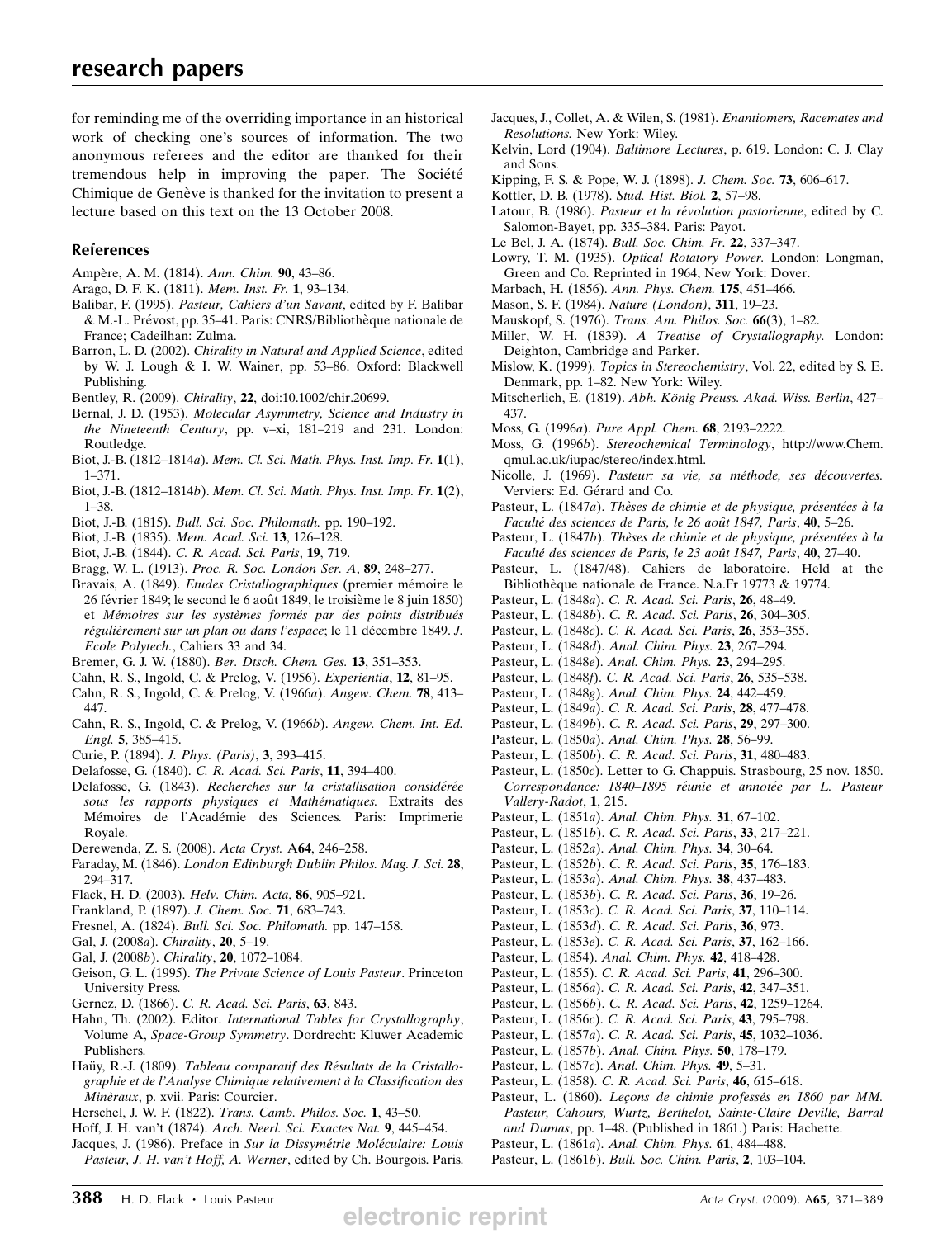for reminding me of the overriding importance in an historical work of checking one's sources of information. The two anonymous referees and the editor are thanked for their tremendous help in improving the paper. The Société Chimique de Genève is thanked for the invitation to present a lecture based on this text on the 13 October 2008.

## References

Ampère, A. M. (1814). *Ann. Chim.* **90**, 43–86.

Arago, D. F. K. (1811). *Mem. Inst. Fr.* **1**, 93–134.

Balibar, F. (1995). *Pasteur, Cahiers d'un Savant*, edited by F. Balibar & M.-L. Prévost, pp. 35–41. Paris: CNRS/Bibliothèque nationale de France; Cadeilhan: Zulma.

Barron, L. D. (2002). *Chirality in Natural and Applied Science*, edited by W. J. Lough & I. W. Wainer, pp. 53–86. Oxford: Blackwell Publishing.

Bentley, R. (2009). *Chirality*, **22**, doi:10.1002/chir.20699.

Bernal, J. D. (1953). *Molecular Asymmetry, Science and Industry in the Nineteenth Century*, pp. v–xi, 181–219 and 231. London: Routledge.

Biot, J.-B. (1812–1814*a*). *Mem. Cl. Sci. Math. Phys. Inst. Imp. Fr.* **1**(1), 1–371.

Biot, J.-B. (1812–1814*b*). *Mem. Cl. Sci. Math. Phys. Inst. Imp. Fr.* **1**(2), 1–38.

Biot, J.-B. (1815). *Bull. Sci. Soc. Philomath.* pp. 190–192.

Biot, J.-B. (1835). *Mem. Acad. Sci.* **13**, 126–128.

Biot, J.-B. (1844). *C. R. Acad. Sci. Paris*, **19**, 719.

Bragg, W. L. (1913). *Proc. R. Soc. London Ser. A*, **89**, 248–277.

Bravais, A. (1849). *Etudes Cristallographiques* (premier mémoire le 26 février 1849; le second le 6 août 1849, le troisième le 8 juin 1850) et *Mémoires sur les systèmes formés par des points distribués régulièrement sur un plan ou dans l'espace*; le 11 décembre 1849. *J. Ecole Polytech.*, Cahiers 33 and 34.

Bremer, G. J. W. (1880). *Ber. Dtsch. Chem. Ges.* **13**, 351–353.

Cahn, R. S., Ingold, C. & Prelog, V. (1956). *Experientia*, **12**, 81–95.

Cahn, R. S., Ingold, C. & Prelog, V. (1966*a*). *Angew. Chem.* **78**, 413–447.

Cahn, R. S., Ingold, C. & Prelog, V. (1966*b*). *Angew. Chem. Int. Ed. Engl.* **5**, 385–415.

Curie, P. (1894). *J. Phys. (Paris)*, **3**, 393–415.

Delafosse, G. (1840). *C. R. Acad. Sci. Paris*, **11**, 394–400.

Delafosse, G. (1843). *Recherches sur la cristallisation considérée sous les rapports physiques et Mathématiques.* Extraits des Mémoires de l'Académie des Sciences. Paris: Imprimerie Royale.

Derewenda, Z. S. (2008). *Acta Cryst.* A**64**, 246–258.

Faraday, M. (1846). *London Edinburgh Dublin Philos. Mag. J. Sci.* **28**, 294–317.

Flack, H. D. (2003). *Helv. Chim. Acta*, **86**, 905–921.

Frankland, P. (1897). *J. Chem. Soc.* **71**, 683–743.

Fresnel, A. (1824). *Bull. Sci. Soc. Philomath.* pp. 147–158.

Gal, J. (2008*a*). *Chirality*, **20**, 5–19.

Gal, J. (2008*b*). *Chirality*, **20**, 1072–1084.

Geison, G. L. (1995). *The Private Science of Louis Pasteur*. Princeton University Press.

Gernez, D. (1866). *C. R. Acad. Sci. Paris*, **63**, 843.

Hahn, Th. (2002). Editor. *International Tables for Crystallography*, Volume A, *Space-Group Symmetry*. Dordrecht: Kluwer Academic Publishers.

Haüy, R.-J. (1809). *Tableau comparatif des Résultats de la Cristallographie et de l'Analyse Chimique relativement à la Classification des Minèraux*, p. xvii. Paris: Courcier.

Herschel, J. W. F. (1822). *Trans. Camb. Philos. Soc.* **1**, 43–50.

Hoff, J. H. van't (1874). *Arch. Neerl. Sci. Exactes Nat.* **9**, 445–454.

Jacques, J. (1986). Preface in *Sur la Dissymétrie Moléculaire: Louis Pasteur, J. H. van't Hoff, A. Werner*, edited by Ch. Bourgois. Paris.

Jacques, J., Collet, A. & Wilen, S. (1981). *Enantiomers, Racemates and Resolutions.* New York: Wiley.

Kelvin, Lord (1904). *Baltimore Lectures*, p. 619. London: C. J. Clay and Sons.

Kipping, F. S. & Pope, W. J. (1898). *J. Chem. Soc.* **73**, 606–617.

Kottler, D. B. (1978). *Stud. Hist. Biol.* **2**, 57–98.

Latour, B. (1986). *Pasteur et la révolution pastorienne*, edited by C. Salomon-Bayet, pp. 335–384. Paris: Payot.

Le Bel, J. A. (1874). *Bull. Soc. Chim. Fr.* **22**, 337–347.

Lowry, T. M. (1935). *Optical Rotatory Power.* London: Longman, Green and Co. Reprinted in 1964, New York: Dover.

Marbach, H. (1856). *Ann. Phys. Chem.* **175**, 451–466.

Mason, S. F. (1984). *Nature (London)*, **311**, 19–23.

Mauskopf, S. (1976). *Trans. Am. Philos. Soc.* **66**(3), 1–82.

Miller, W. H. (1839). *A Treatise of Crystallography.* London: Deighton, Cambridge and Parker.

Mislow, K. (1999). *Topics in Stereochemistry*, Vol. 22, edited by S. E. Denmark, pp. 1–82. New York: Wiley.

Mitscherlich, E. (1819). *Abh. König Preuss. Akad. Wiss. Berlin*, 427–437.

Moss, G. (1996*a*). *Pure Appl. Chem.* **68**, 2193–2222.

Moss, G. (1996*b*). *Stereochemical Terminology*, http://www.Chem.qmul.ac.uk/iupac/stereo/index.html.

Nicolle, J. (1969). *Pasteur: sa vie, sa méthode, ses découvertes.* Verviers: Ed. Gérard and Co.

Pasteur, L. (1847*a*). *Thèses de chimie et de physique, présentées à la Faculté des sciences de Paris, le 26 août 1847, Paris*, **40**, 5–26.

Pasteur, L. (1847*b*). *Thèses de chimie et de physique, présentées à la Faculté des sciences de Paris, le 23 août 1847, Paris*, **40**, 27–40.

Pasteur, L. (1847/48). Cahiers de laboratoire. Held at the Bibliothèque nationale de France. N.a.Fr 19773 & 19774.

Pasteur, L. (1848*a*). *C. R. Acad. Sci. Paris*, **26**, 48–49.

Pasteur, L. (1848*b*). *C. R. Acad. Sci. Paris*, **26**, 304–305.

Pasteur, L. (1848*c*). *C. R. Acad. Sci. Paris*, **26**, 353–355.

Pasteur, L. (1848*d*). *Anal. Chim. Phys.* **23**, 267–294.

Pasteur, L. (1848*e*). *Anal. Chim. Phys.* **23**, 294–295.

Pasteur, L. (1848*f*). *C. R. Acad. Sci. Paris*, **26**, 535–538.

Pasteur, L. (1848*g*). *Anal. Chim. Phys.* **24**, 442–459.

Pasteur, L. (1849*a*). *C. R. Acad. Sci. Paris*, **28**, 477–478.

Pasteur, L. (1849*b*). *C. R. Acad. Sci. Paris*, **29**, 297–300.

Pasteur, L. (1850*a*). *Anal. Chim. Phys.* **28**, 56–99.

Pasteur, L. (1850*b*). *C. R. Acad. Sci. Paris*, **31**, 480–483.

Pasteur, L. (1850*c*). Letter to G. Chappuis. Strasbourg, 25 nov. 1850. *Correspondance: 1840–1895 réunie et annotée par L. Pasteur Vallery-Radot*, **1**, 215.

Pasteur, L. (1851*a*). *Anal. Chim. Phys.* **31**, 67–102.

Pasteur, L. (1851*b*). *C. R. Acad. Sci. Paris*, **33**, 217–221.

Pasteur, L. (1852*a*). *Anal. Chim. Phys.* **34**, 30–64.

Pasteur, L. (1852*b*). *C. R. Acad. Sci. Paris*, **35**, 176–183.

Pasteur, L. (1853*a*). *Anal. Chim. Phys.* **38**, 437–483.

Pasteur, L. (1853*b*). *C. R. Acad. Sci. Paris*, **36**, 19–26.

Pasteur, L. (1853*c*). *C. R. Acad. Sci. Paris*, **37**, 110–114.

Pasteur, L. (1853*d*). *C. R. Acad. Sci. Paris*, **36**, 973.

Pasteur, L. (1853*e*). *C. R. Acad. Sci. Paris*, **37**, 162–166.

Pasteur, L. (1854). *Anal. Chim. Phys.* **42**, 418–428.

Pasteur, L. (1855). *C. R. Acad. Sci. Paris*, **41**, 296–300.

Pasteur, L. (1856*a*). *C. R. Acad. Sci. Paris*, **42**, 347–351.

Pasteur, L. (1856*b*). *C. R. Acad. Sci. Paris*, **42**, 1259–1264.

Pasteur, L. (1856*c*). *C. R. Acad. Sci. Paris*, **43**, 795–798.

Pasteur, L. (1857*a*). *C. R. Acad. Sci. Paris*, **45**, 1032–1036.

Pasteur, L. (1857*b*). *Anal. Chim. Phys.* **50**, 178–179.

Pasteur, L. (1857*c*). *Anal. Chim. Phys.* **49**, 5–31.

Pasteur, L. (1858). *C. R. Acad. Sci. Paris*, **46**, 615–618.

Pasteur, L. (1860). *Leçons de chimie professés en 1860 par MM. Pasteur, Cahours, Wurtz, Berthelot, Sainte-Claire Deville, Barral and Dumas*, pp. 1–48. (Published in 1861.) Paris: Hachette.

Pasteur, L. (1861*a*). *Anal. Chim. Phys.* **61**, 484–488.

Pasteur, L. (1861*b*). *Bull. Soc. Chim. Paris*, **2**, 103–104.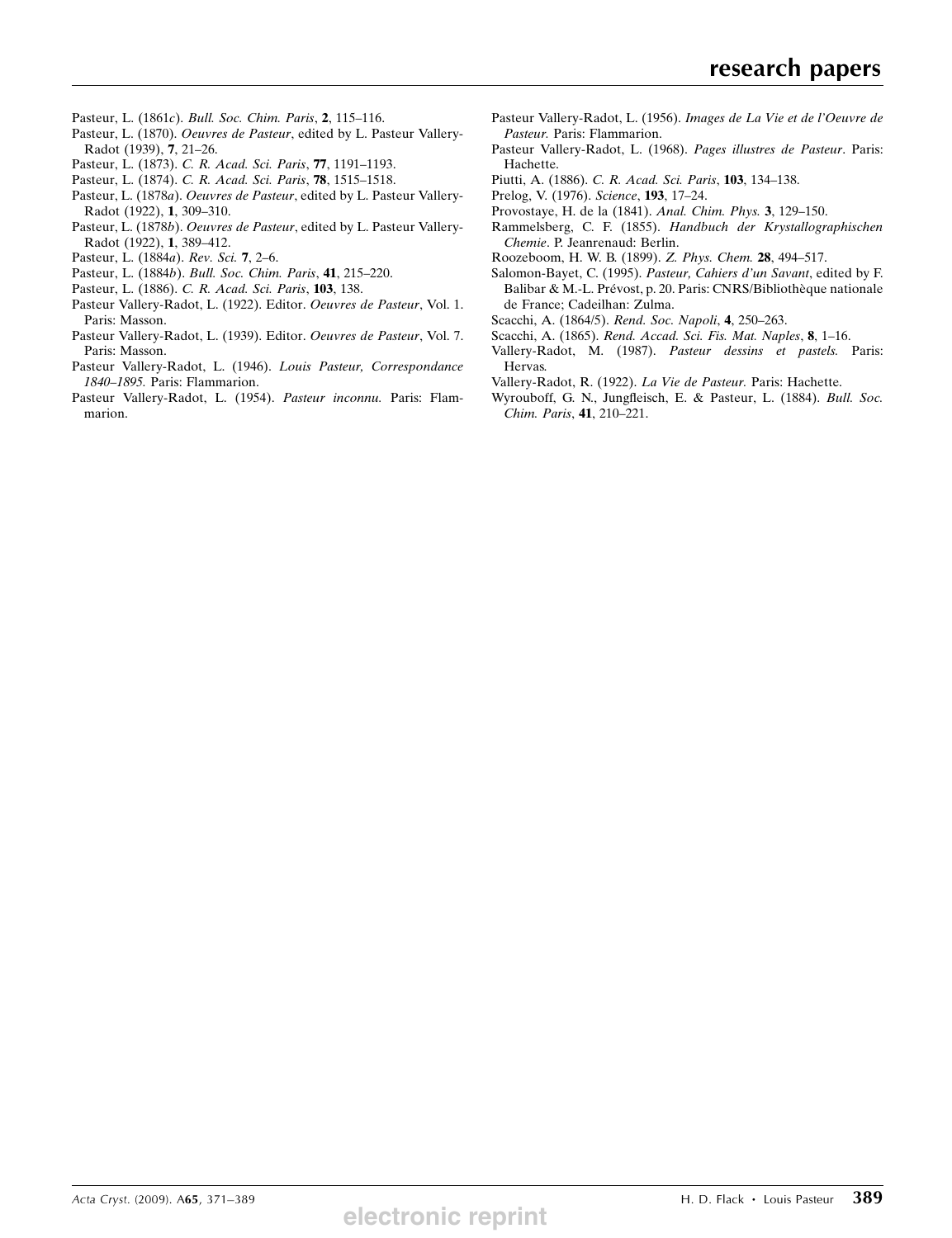Pasteur, L. (1861*c*). *Bull. Soc. Chim. Paris*, **2**, 115–116.

Pasteur, L. (1870). *Oeuvres de Pasteur*, edited by L. Pasteur Vallery-Radot (1939), **7**, 21–26.

Pasteur, L. (1873). *C. R. Acad. Sci. Paris*, **77**, 1191–1193.

Pasteur, L. (1874). *C. R. Acad. Sci. Paris*, **78**, 1515–1518.

Pasteur, L. (1878*a*). *Oeuvres de Pasteur*, edited by L. Pasteur Vallery-Radot (1922), **1**, 309–310.

Pasteur, L. (1878*b*). *Oeuvres de Pasteur*, edited by L. Pasteur Vallery-Radot (1922), **1**, 389–412.

Pasteur, L. (1884*a*). *Rev. Sci.* **7**, 2–6.

Pasteur, L. (1884*b*). *Bull. Soc. Chim. Paris*, **41**, 215–220.

Pasteur, L. (1886). *C. R. Acad. Sci. Paris*, **103**, 138.

Pasteur Vallery-Radot, L. (1922). Editor. *Oeuvres de Pasteur*, Vol. 1. Paris: Masson.

Pasteur Vallery-Radot, L. (1939). Editor. *Oeuvres de Pasteur*, Vol. 7. Paris: Masson.

Pasteur Vallery-Radot, L. (1946). *Louis Pasteur, Correspondance 1840–1895.* Paris: Flammarion.

Pasteur Vallery-Radot, L. (1954). *Pasteur inconnu.* Paris: Flammarion.

Pasteur Vallery-Radot, L. (1956). *Images de La Vie et de l'Oeuvre de Pasteur.* Paris: Flammarion.

Pasteur Vallery-Radot, L. (1968). *Pages illustres de Pasteur*. Paris: Hachette.

Piutti, A. (1886). *C. R. Acad. Sci. Paris*, **103**, 134–138.

Prelog, V. (1976). *Science*, **193**, 17–24.

Provostaye, H. de la (1841). *Anal. Chim. Phys.* **3**, 129–150.

Rammelsberg, C. F. (1855). *Handbuch der Krystallographischen Chemie*. P. Jeanrenaud: Berlin.

Roozeboom, H. W. B. (1899). *Z. Phys. Chem.* **28**, 494–517.

Salomon-Bayet, C. (1995). *Pasteur, Cahiers d'un Savant*, edited by F. Balibar & M.-L. Prévost, p. 20. Paris: CNRS/Bibliothèque nationale de France; Cadeilhan: Zulma.

Scacchi, A. (1864/5). *Rend. Soc. Napoli*, **4**, 250–263.

Scacchi, A. (1865). *Rend. Accad. Sci. Fis. Mat. Naples*, **8**, 1–16.

Vallery-Radot, M. (1987). *Pasteur dessins et pastels.* Paris: Hervas.

Vallery-Radot, R. (1922). *La Vie de Pasteur.* Paris: Hachette.

Wyrouboff, G. N., Jungfleisch, E. & Pasteur, L. (1884). *Bull. Soc. Chim. Paris*, **41**, 210–221.